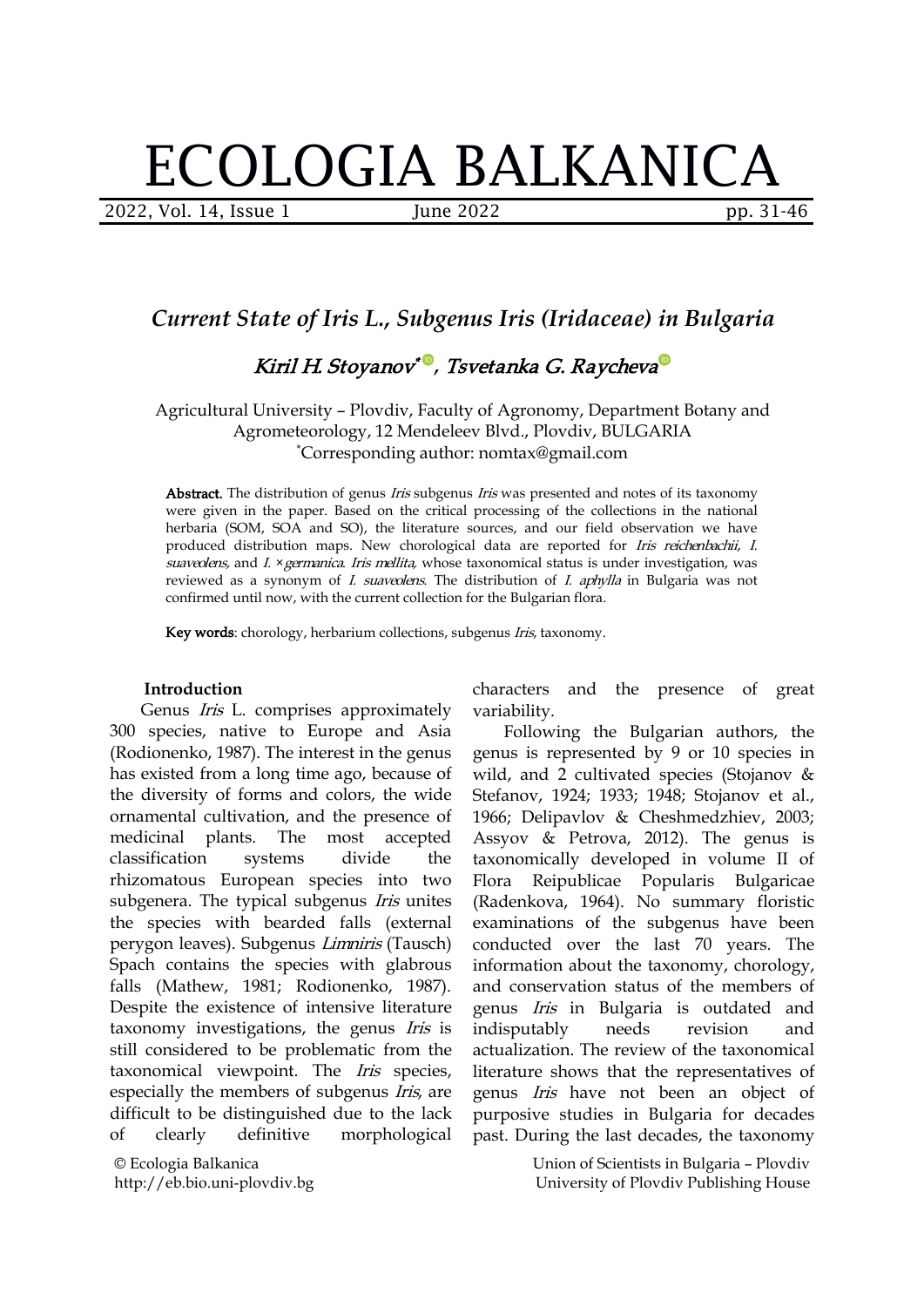# ECOLOGIA BALKANICA

## *Current State of Iris L., Subgenus Iris (Iridaceae) in Bulgaria*

*Kiril H. Stoyanov*[*], *Tsvetanka G. Raycheva*

Agricultural University – Plovdiv, Faculty of Agronomy, Department Botany and Agrometeorology, 12 Mendeleev Blvd., Plovdiv, BULGARIA
[*]Corresponding author: nomtax@gmail.com

**Abstract.** The distribution of genus *Iris* subgenus *Iris* was presented and notes of its taxonomy were given in the paper. Based on the critical processing of the collections in the national herbaria (SOM, SOA and SO), the literature sources, and our field observation we have produced distribution maps. New chorological data are reported for *Iris reichenbachii*, *I. suaveolens*, and *I.* ×*germanica*. *Iris mellita*, whose taxonomical status is under investigation, was reviewed as a synonym of *I. suaveolens*. The distribution of *I. aphylla* in Bulgaria was not confirmed until now, with the current collection for the Bulgarian flora.

**Key words**: chorology, herbarium collections, subgenus *Iris*, taxonomy.

### Introduction

Genus *Iris* L. comprises approximately 300 species, native to Europe and Asia (Rodionenko, 1987). The interest in the genus has existed from a long time ago, because of the diversity of forms and colors, the wide ornamental cultivation, and the presence of medicinal plants. The most accepted classification systems divide the rhizomatous European species into two subgenera. The typical subgenus *Iris* unites the species with bearded falls (external perygon leaves). Subgenus *Limniris* (Tausch) Spach contains the species with glabrous falls (Mathew, 1981; Rodionenko, 1987). Despite the existence of intensive literature taxonomy investigations, the genus *Iris* is still considered to be problematic from the taxonomical viewpoint. The *Iris* species, especially the members of subgenus *Iris*, are difficult to be distinguished due to the lack of clearly definitive morphological characters and the presence of great variability.

Following the Bulgarian authors, the genus is represented by 9 or 10 species in wild, and 2 cultivated species (Stojanov & Stefanov, 1924; 1933; 1948; Stojanov et al., 1966; Delipavlov & Cheshmedzhiev, 2003; Assyov & Petrova, 2012). The genus is taxonomically developed in volume II of Flora Reipublicae Popularis Bulgaricae (Radenkova, 1964). No summary floristic examinations of the subgenus have been conducted over the last 70 years. The information about the taxonomy, chorology, and conservation status of the members of genus *Iris* in Bulgaria is outdated and indisputably needs revision and actualization. The review of the taxonomical literature shows that the representatives of genus *Iris* have not been an object of purposive studies in Bulgaria for decades past. During the last decades, the taxonomy

© Ecologia Balkanica
http://eb.bio.uni-plovdiv.bg

Union of Scientists in Bulgaria – Plovdiv
University of Plovdiv Publishing House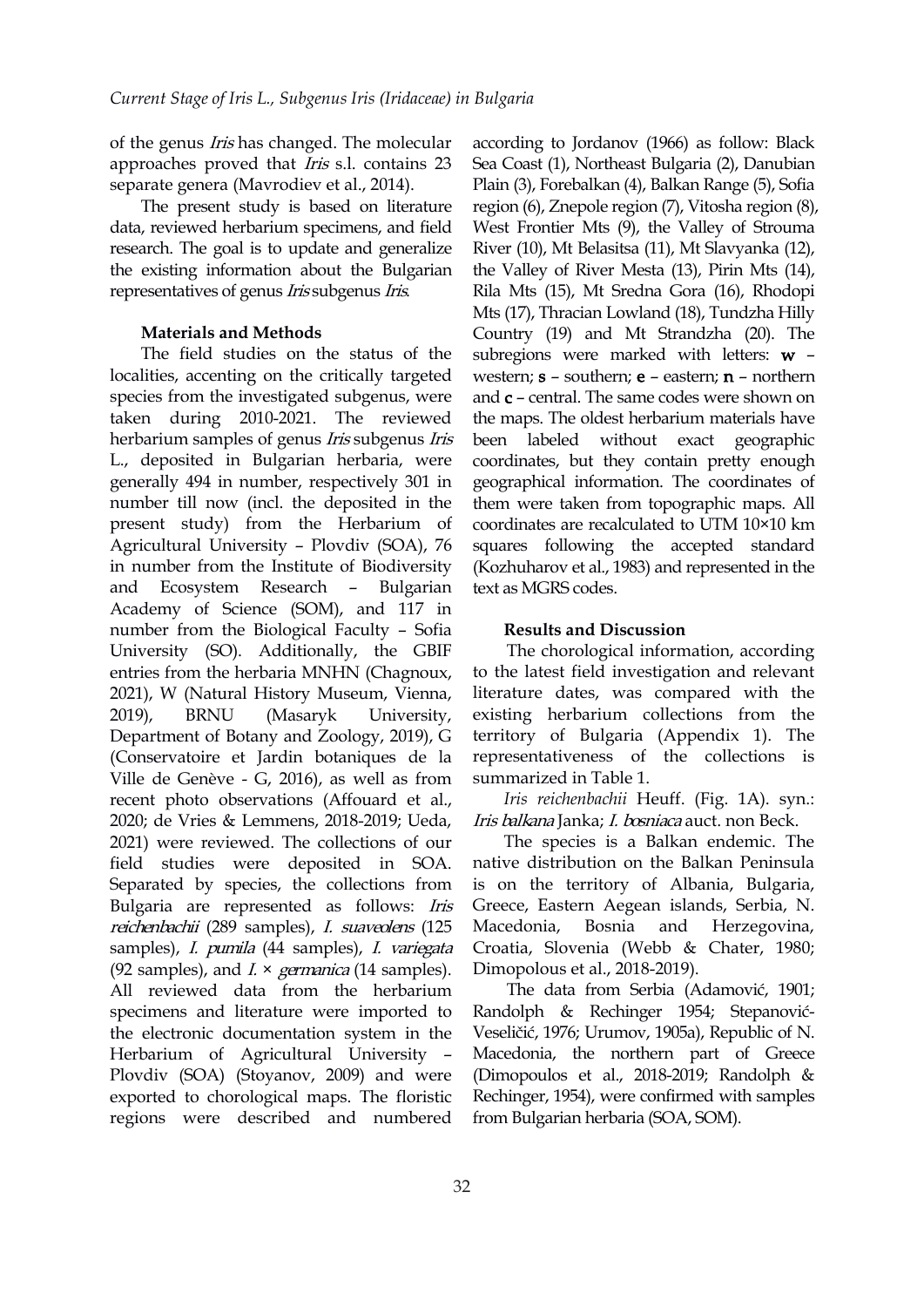of the genus *Iris* has changed. The molecular approaches proved that *Iris* s.l. contains 23 separate genera (Mavrodiev et al., 2014).

The present study is based on literature data, reviewed herbarium specimens, and field research. The goal is to update and generalize the existing information about the Bulgarian representatives of genus *Iris* subgenus *Iris*.

## Materials and Methods

The field studies on the status of the localities, accenting on the critically targeted species from the investigated subgenus, were taken during 2010-2021. The reviewed herbarium samples of genus *Iris* subgenus *Iris* L., deposited in Bulgarian herbaria, were generally 494 in number, respectively 301 in number till now (incl. the deposited in the present study) from the Herbarium of Agricultural University – Plovdiv (SOA), 76 in number from the Institute of Biodiversity and Ecosystem Research – Bulgarian Academy of Science (SOM), and 117 in number from the Biological Faculty – Sofia University (SO). Additionally, the GBIF entries from the herbaria MNHN (Chagnoux, 2021), W (Natural History Museum, Vienna, 2019), BRNU (Masaryk University, Department of Botany and Zoology, 2019), G (Conservatoire et Jardin botaniques de la Ville de Genève - G, 2016), as well as from recent photo observations (Affouard et al., 2020; de Vries & Lemmens, 2018-2019; Ueda, 2021) were reviewed. The collections of our field studies were deposited in SOA. Separated by species, the collections from Bulgaria are represented as follows: *Iris reichenbachii* (289 samples), *I. suaveolens* (125 samples), *I. pumila* (44 samples), *I. variegata* (92 samples), and *I.* × *germanica* (14 samples). All reviewed data from the herbarium specimens and literature were imported to the electronic documentation system in the Herbarium of Agricultural University – Plovdiv (SOA) (Stoyanov, 2009) and were exported to chorological maps. The floristic regions were described and numbered according to Jordanov (1966) as follow: Black Sea Coast (1), Northeast Bulgaria (2), Danubian Plain (3), Forebalkan (4), Balkan Range (5), Sofia region (6), Znepole region (7), Vitosha region (8), West Frontier Mts (9), the Valley of Strouma River (10), Mt Belasitsa (11), Mt Slavyanka (12), the Valley of River Mesta (13), Pirin Mts (14), Rila Mts (15), Mt Sredna Gora (16), Rhodopi Mts (17), Thracian Lowland (18), Tundzha Hilly Country (19) and Mt Strandzha (20). The subregions were marked with letters: **w** – western; **s** – southern; **e** – eastern; **n** – northern and **c** – central. The same codes were shown on the maps. The oldest herbarium materials have been labeled without exact geographic coordinates, but they contain pretty enough geographical information. The coordinates of them were taken from topographic maps. All coordinates are recalculated to UTM 10×10 km squares following the accepted standard (Kozhuharov et al., 1983) and represented in the text as MGRS codes.

## Results and Discussion

The chorological information, according to the latest field investigation and relevant literature dates, was compared with the existing herbarium collections from the territory of Bulgaria (Appendix 1). The representativeness of the collections is summarized in Table 1.

*Iris reichenbachii* Heuff. (Fig. 1A). syn.: *Iris balkana* Janka; *I. bosniaca* auct. non Beck.

The species is a Balkan endemic. The native distribution on the Balkan Peninsula is on the territory of Albania, Bulgaria, Greece, Eastern Aegean islands, Serbia, N. Macedonia, Bosnia and Herzegovina, Croatia, Slovenia (Webb & Chater, 1980; Dimopolous et al., 2018-2019).

The data from Serbia (Adamović, 1901; Randolph & Rechinger 1954; Stepanović-Veseličić, 1976; Urumov, 1905a), Republic of N. Macedonia, the northern part of Greece (Dimopoulos et al., 2018-2019; Randolph & Rechinger, 1954), were confirmed with samples from Bulgarian herbaria (SOA, SOM).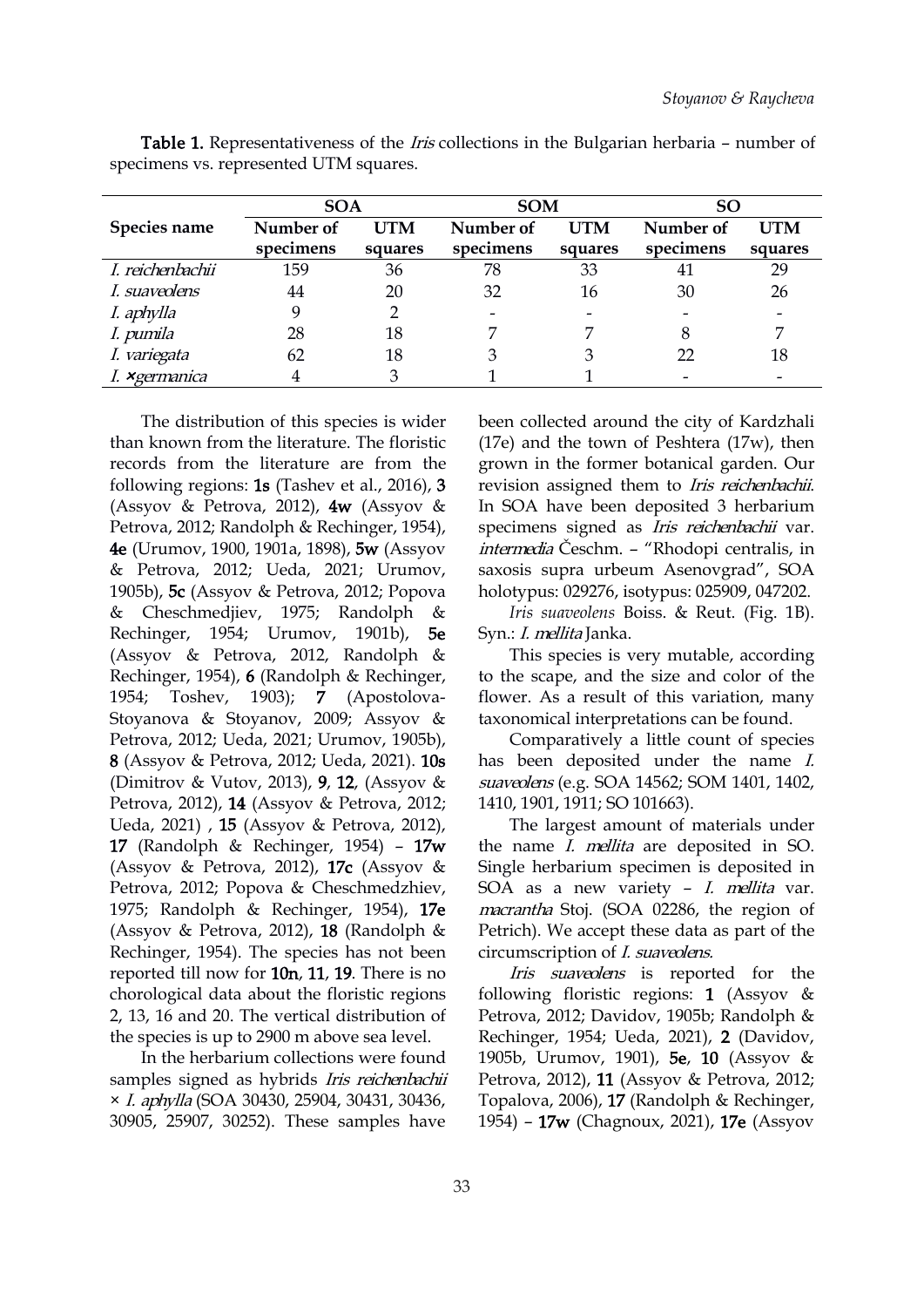**Table 1.** Representativeness of the *Iris* collections in the Bulgarian herbaria – number of specimens vs. represented UTM squares.

| Species name | SOA | | SOM | | SO | |
|---|---|---|---|---|---|---|
| | Number of specimens | UTM squares | Number of specimens | UTM squares | Number of specimens | UTM squares |
| *I. reichenbachii* | 159 | 36 | 78 | 33 | 41 | 29 |
| *I. suaveolens* | 44 | 20 | 32 | 16 | 30 | 26 |
| *I. aphylla* | 9 | 2 | - | - | - | - |
| *I. pumila* | 28 | 18 | 7 | 7 | 8 | 7 |
| *I. variegata* | 62 | 18 | 3 | 3 | 22 | 18 |
| *I. ×germanica* | 4 | 3 | 1 | 1 | - | - |

The distribution of this species is wider than known from the literature. The floristic records from the literature are from the following regions: **1s** (Tashev et al., 2016), **3** (Assyov & Petrova, 2012), **4w** (Assyov & Petrova, 2012; Randolph & Rechinger, 1954), **4e** (Urumov, 1900, 1901a, 1898), **5w** (Assyov & Petrova, 2012; Ueda, 2021; Urumov, 1905b), **5c** (Assyov & Petrova, 2012; Popova & Cheschmedjiev, 1975; Randolph & Rechinger, 1954; Urumov, 1901b), **5e** (Assyov & Petrova, 2012, Randolph & Rechinger, 1954), **6** (Randolph & Rechinger, 1954; Toshev, 1903); **7** (Apostolova-Stoyanova & Stoyanov, 2009; Assyov & Petrova, 2012; Ueda, 2021; Urumov, 1905b), **8** (Assyov & Petrova, 2012; Ueda, 2021). **10s** (Dimitrov & Vutov, 2013), **9**, **12**, (Assyov & Petrova, 2012), **14** (Assyov & Petrova, 2012; Ueda, 2021) , **15** (Assyov & Petrova, 2012), **17** (Randolph & Rechinger, 1954) – **17w** (Assyov & Petrova, 2012), **17c** (Assyov & Petrova, 2012; Popova & Cheschmedzhiev, 1975; Randolph & Rechinger, 1954), **17e** (Assyov & Petrova, 2012), **18** (Randolph & Rechinger, 1954). The species has not been reported till now for **10n**, **11**, **19**. There is no chorological data about the floristic regions 2, 13, 16 and 20. The vertical distribution of the species is up to 2900 m above sea level.

In the herbarium collections were found samples signed as hybrids *Iris reichenbachii* × *I. aphylla* (SOA 30430, 25904, 30431, 30436, 30905, 25907, 30252). These samples have been collected around the city of Kardzhali (17e) and the town of Peshtera (17w), then grown in the former botanical garden. Our revision assigned them to *Iris reichenbachii*. In SOA have been deposited 3 herbarium specimens signed as *Iris reichenbachii* var. *intermedia* Česchm. – "Rhodopi centralis, in saxosis supra urbeum Asenovgrad", SOA holotypus: 029276, isotypus: 025909, 047202.

*Iris suaveolens* Boiss. & Reut. (Fig. 1B). Syn.: *I. mellita* Janka.

This species is very mutable, according to the scape, and the size and color of the flower. As a result of this variation, many taxonomical interpretations can be found.

Comparatively a little count of species has been deposited under the name *I. suaveolens* (e.g. SOA 14562; SOM 1401, 1402, 1410, 1901, 1911; SO 101663).

The largest amount of materials under the name *I. mellita* are deposited in SO. Single herbarium specimen is deposited in SOA as a new variety – *I. mellita* var. *macrantha* Stoj. (SOA 02286, the region of Petrich). We accept these data as part of the circumscription of *I. suaveolens*.

*Iris suaveolens* is reported for the following floristic regions: **1** (Assyov & Petrova, 2012; Davidov, 1905b; Randolph & Rechinger, 1954; Ueda, 2021), **2** (Davidov, 1905b, Urumov, 1901), **5e**, **10** (Assyov & Petrova, 2012), **11** (Assyov & Petrova, 2012; Topalova, 2006), **17** (Randolph & Rechinger, 1954) – **17w** (Chagnoux, 2021), **17e** (Assyov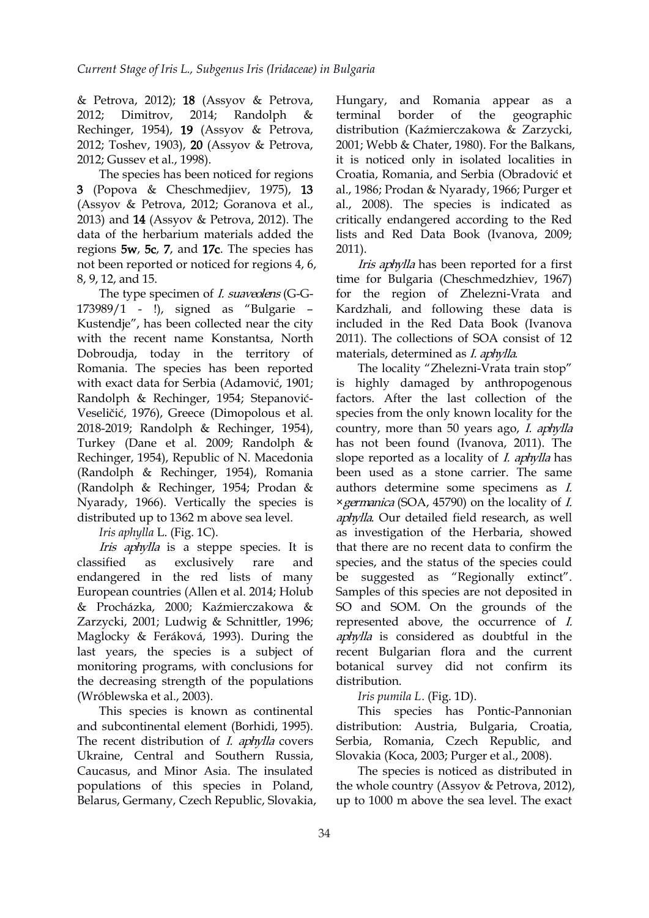& Petrova, 2012); **18** (Assyov & Petrova, 2012; Dimitrov, 2014; Randolph & Rechinger, 1954), **19** (Assyov & Petrova, 2012; Toshev, 1903), **20** (Assyov & Petrova, 2012; Gussev et al., 1998).

The species has been noticed for regions **3** (Popova & Cheschmedjiev, 1975), **13** (Assyov & Petrova, 2012; Goranova et al., 2013) and **14** (Assyov & Petrova, 2012). The data of the herbarium materials added the regions **5w**, **5c**, **7**, and **17c**. The species has not been reported or noticed for regions 4, 6, 8, 9, 12, and 15.

The type specimen of *I. suaveolens* (G-G-173989/1 - !), signed as "Bulgarie – Kustendje", has been collected near the city with the recent name Konstantsa, North Dobroudja, today in the territory of Romania. The species has been reported with exact data for Serbia (Adamović, 1901; Randolph & Rechinger, 1954; Stepanović-Veseličić, 1976), Greece (Dimopolous et al. 2018-2019; Randolph & Rechinger, 1954), Turkey (Dane et al. 2009; Randolph & Rechinger, 1954), Republic of N. Macedonia (Randolph & Rechinger, 1954), Romania (Randolph & Rechinger, 1954; Prodan & Nyarady, 1966). Vertically the species is distributed up to 1362 m above sea level.

*Iris aphylla* L. (Fig. 1C).

*Iris aphylla* is a steppe species. It is classified as exclusively rare and endangered in the red lists of many European countries (Allen et al. 2014; Holub & Procházka, 2000; Kaźmierczakowa & Zarzycki, 2001; Ludwig & Schnittler, 1996; Maglocky & Feráková, 1993). During the last years, the species is a subject of monitoring programs, with conclusions for the decreasing strength of the populations (Wróblewska et al., 2003).

This species is known as continental and subcontinental element (Borhidi, 1995). The recent distribution of *I. aphylla* covers Ukraine, Central and Southern Russia, Caucasus, and Minor Asia. The insulated populations of this species in Poland, Belarus, Germany, Czech Republic, Slovakia, Hungary, and Romania appear as a terminal border of the geographic distribution (Kaźmierczakowa & Zarzycki, 2001; Webb & Chater, 1980). For the Balkans, it is noticed only in isolated localities in Croatia, Romania, and Serbia (Obradović et al., 1986; Prodan & Nyarady, 1966; Purger et al., 2008). The species is indicated as critically endangered according to the Red lists and Red Data Book (Ivanova, 2009; 2011).

*Iris aphylla* has been reported for a first time for Bulgaria (Cheschmedzhiev, 1967) for the region of Zhelezni-Vrata and Kardzhali, and following these data is included in the Red Data Book (Ivanova 2011). The collections of SOA consist of 12 materials, determined as *I. aphylla*.

The locality "Zhelezni-Vrata train stop" is highly damaged by anthropogenous factors. After the last collection of the species from the only known locality for the country, more than 50 years ago, *I. aphylla* has not been found (Ivanova, 2011). The slope reported as a locality of *I. aphylla* has been used as a stone carrier. The same authors determine some specimens as *I. ×germanica* (SOA, 45790) on the locality of *I. aphylla*. Our detailed field research, as well as investigation of the Herbaria, showed that there are no recent data to confirm the species, and the status of the species could be suggested as "Regionally extinct". Samples of this species are not deposited in SO and SOM. On the grounds of the represented above, the occurrence of *I. aphylla* is considered as doubtful in the recent Bulgarian flora and the current botanical survey did not confirm its distribution.

*Iris pumila L.* (Fig. 1D).

This species has Pontic-Pannonian distribution: Austria, Bulgaria, Croatia, Serbia, Romania, Czech Republic, and Slovakia (Koca, 2003; Purger et al., 2008).

The species is noticed as distributed in the whole country (Assyov & Petrova, 2012), up to 1000 m above the sea level. The exact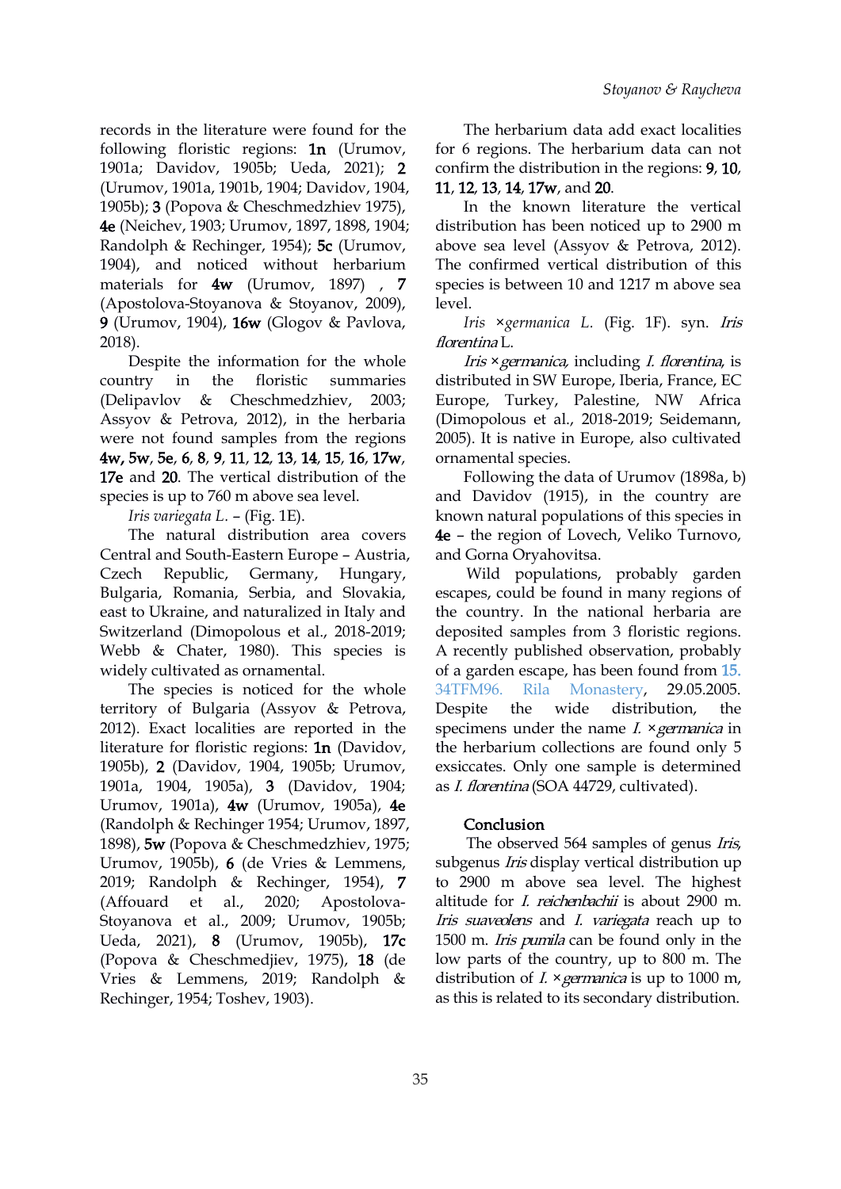records in the literature were found for the following floristic regions: **1n** (Urumov, 1901a; Davidov, 1905b; Ueda, 2021); **2** (Urumov, 1901a, 1901b, 1904; Davidov, 1904, 1905b); **3** (Popova & Cheschmedzhiev 1975), **4e** (Neichev, 1903; Urumov, 1897, 1898, 1904; Randolph & Rechinger, 1954); **5c** (Urumov, 1904), and noticed without herbarium materials for **4w** (Urumov, 1897) , **7** (Apostolova-Stoyanova & Stoyanov, 2009), **9** (Urumov, 1904), **16w** (Glogov & Pavlova, 2018).

Despite the information for the whole country in the floristic summaries (Delipavlov & Cheschmedzhiev, 2003; Assyov & Petrova, 2012), in the herbaria were not found samples from the regions **4w, 5w**, **5e**, **6**, **8**, **9**, **11**, **12**, **13**, **14**, **15**, **16**, **17w**, **17e** and **20**. The vertical distribution of the species is up to 760 m above sea level.

*Iris variegata L.* – (Fig. 1E).

The natural distribution area covers Central and South-Eastern Europe – Austria, Czech Republic, Germany, Hungary, Bulgaria, Romania, Serbia, and Slovakia, east to Ukraine, and naturalized in Italy and Switzerland (Dimopolous et al., 2018-2019; Webb & Chater, 1980). This species is widely cultivated as ornamental.

The species is noticed for the whole territory of Bulgaria (Assyov & Petrova, 2012). Exact localities are reported in the literature for floristic regions: **1n** (Davidov, 1905b), **2** (Davidov, 1904, 1905b; Urumov, 1901a, 1904, 1905a), **3** (Davidov, 1904; Urumov, 1901a), **4w** (Urumov, 1905a), **4e** (Randolph & Rechinger 1954; Urumov, 1897, 1898), **5w** (Popova & Cheschmedzhiev, 1975; Urumov, 1905b), **6** (de Vries & Lemmens, 2019; Randolph & Rechinger, 1954), **7** (Affouard et al., 2020; Apostolova-Stoyanova et al., 2009; Urumov, 1905b; Ueda, 2021), **8** (Urumov, 1905b), **17c** (Popova & Cheschmedjiev, 1975), **18** (de Vries & Lemmens, 2019; Randolph & Rechinger, 1954; Toshev, 1903).

The herbarium data add exact localities for 6 regions. The herbarium data can not confirm the distribution in the regions: **9**, **10**, **11**, **12**, **13**, **14**, **17w**, and **20**.

In the known literature the vertical distribution has been noticed up to 2900 m above sea level (Assyov & Petrova, 2012). The confirmed vertical distribution of this species is between 10 and 1217 m above sea level.

*Iris ×germanica L.* (Fig. 1F). syn. *Iris florentina* L.

*Iris ×germanica*, including *I. florentina*, is distributed in SW Europe, Iberia, France, EC Europe, Turkey, Palestine, NW Africa (Dimopolous et al., 2018-2019; Seidemann, 2005). It is native in Europe, also cultivated ornamental species.

Following the data of Urumov (1898a, b) and Davidov (1915), in the country are known natural populations of this species in **4e** – the region of Lovech, Veliko Turnovo, and Gorna Oryahovitsa.

Wild populations, probably garden escapes, could be found in many regions of the country. In the national herbaria are deposited samples from 3 floristic regions. A recently published observation, probably of a garden escape, has been found from 15. 34TFM96. Rila Monastery, 29.05.2005. Despite the wide distribution, the specimens under the name *I. ×germanica* in the herbarium collections are found only 5 exsiccates. Only one sample is determined as *I. florentina* (SOA 44729, cultivated).

## Conclusion

The observed 564 samples of genus *Iris*, subgenus *Iris* display vertical distribution up to 2900 m above sea level. The highest altitude for *I. reichenbachii* is about 2900 m. *Iris suaveolens* and *I. variegata* reach up to 1500 m. *Iris pumila* can be found only in the low parts of the country, up to 800 m. The distribution of *I. ×germanica* is up to 1000 m, as this is related to its secondary distribution.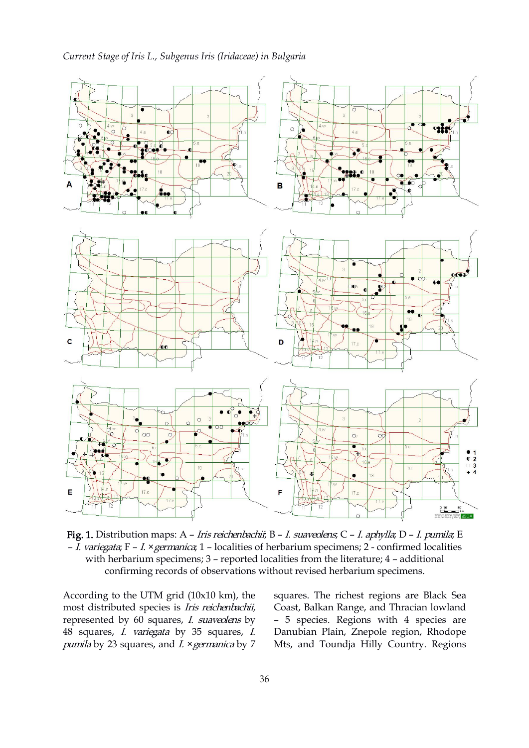**Fig. 1.** Distribution maps: A – *Iris reichenbachii*; B – *I. suaveolens*; C – *I. aphylla*; D – *I. pumila*; E – *I. variegata*; F – *I. ×germanica*; 1 – localities of herbarium specimens; 2 - confirmed localities with herbarium specimens; 3 – reported localities from the literature; 4 – additional confirming records of observations without revised herbarium specimens.

According to the UTM grid (10x10 km), the most distributed species is *Iris reichenbachii*, represented by 60 squares, *I. suaveolens* by 48 squares, *I. variegata* by 35 squares, *I. pumila* by 23 squares, and *I. ×germanica* by 7 squares. The richest regions are Black Sea Coast, Balkan Range, and Thracian lowland – 5 species. Regions with 4 species are Danubian Plain, Znepole region, Rhodope Mts, and Toundja Hilly Country. Regions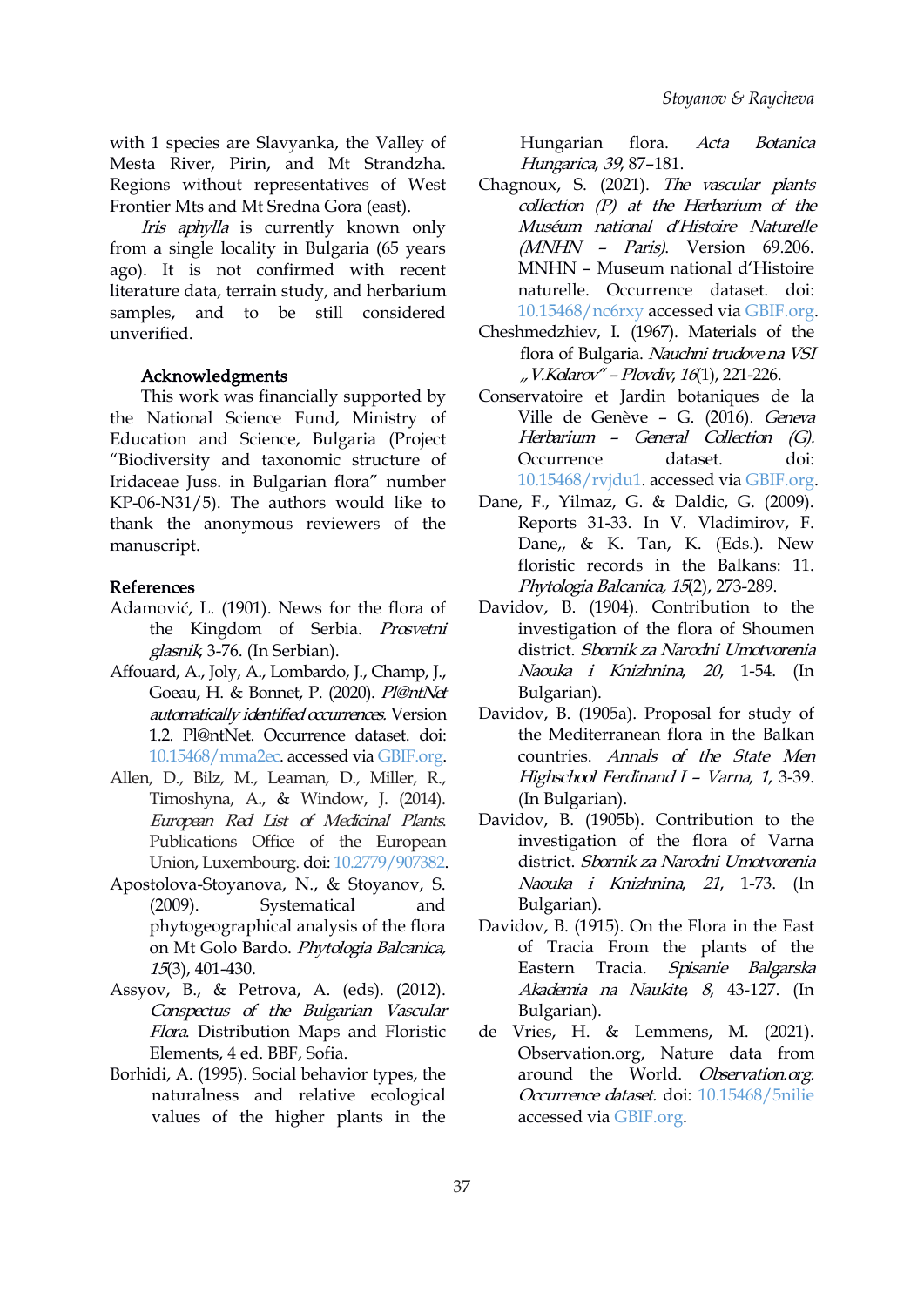with 1 species are Slavyanka, the Valley of Mesta River, Pirin, and Mt Strandzha. Regions without representatives of West Frontier Mts and Mt Sredna Gora (east).

*Iris aphylla* is currently known only from a single locality in Bulgaria (65 years ago). It is not confirmed with recent literature data, terrain study, and herbarium samples, and to be still considered unverified.

## Acknowledgments

This work was financially supported by the National Science Fund, Ministry of Education and Science, Bulgaria (Project "Biodiversity and taxonomic structure of Iridaceae Juss. in Bulgarian flora" number KP-06-N31/5). The authors would like to thank the anonymous reviewers of the manuscript.

## References

Adamović, L. (1901). News for the flora of the Kingdom of Serbia. *Prosvetni glasnik*, 3-76. (In Serbian).

Affouard, A., Joly, A., Lombardo, J., Champ, J., Goeau, H. & Bonnet, P. (2020). *Pl@ntNet automatically identified occurrences*. Version 1.2. Pl@ntNet. Occurrence dataset. doi: 10.15468/mma2ec. accessed via GBIF.org.

Allen, D., Bilz, M., Leaman, D., Miller, R., Timoshyna, A., & Window, J. (2014). *European Red List of Medicinal Plants*. Publications Office of the European Union, Luxembourg. doi: 10.2779/907382.

Apostolova-Stoyanova, N., & Stoyanov, S. (2009). Systematical and phytogeographical analysis of the flora on Mt Golo Bardo. *Phytologia Balcanica, 15*(3), 401-430.

Assyov, B., & Petrova, A. (eds). (2012). *Conspectus of the Bulgarian Vascular Flora*. Distribution Maps and Floristic Elements, 4 ed. BBF, Sofia.

Borhidi, A. (1995). Social behavior types, the naturalness and relative ecological values of the higher plants in the Hungarian flora. *Acta Botanica Hungarica, 39*, 87–181.

Chagnoux, S. (2021). *The vascular plants collection (P) at the Herbarium of the Muséum national d'Histoire Naturelle (MNHN – Paris)*. Version 69.206. MNHN – Museum national d'Histoire naturelle. Occurrence dataset. doi: 10.15468/nc6rxy accessed via GBIF.org.

Cheshmedzhiev, I. (1967). Materials of the flora of Bulgaria. *Nauchni trudove na VSI „V.Kolarov" – Plovdiv, 16*(1), 221-226.

Conservatoire et Jardin botaniques de la Ville de Genève – G. (2016). *Geneva Herbarium – General Collection (G)*. Occurrence dataset. doi: 10.15468/rvjdu1. accessed via GBIF.org.

Dane, F., Yilmaz, G. & Daldic, G. (2009). Reports 31-33. In V. Vladimirov, F. Dane,, & K. Tan, K. (Eds.). New floristic records in the Balkans: 11. *Phytologia Balcanica, 15*(2), 273-289.

Davidov, B. (1904). Contribution to the investigation of the flora of Shoumen district. *Sbornik za Narodni Umotvorenia Naouka i Knizhnina, 20*, 1-54. (In Bulgarian).

Davidov, B. (1905a). Proposal for study of the Mediterranean flora in the Balkan countries. *Annals of the State Men Highschool Ferdinand I – Varna, 1*, 3-39. (In Bulgarian).

Davidov, B. (1905b). Contribution to the investigation of the flora of Varna district. *Sbornik za Narodni Umotvorenia Naouka i Knizhnina, 21*, 1-73. (In Bulgarian).

Davidov, B. (1915). On the Flora in the East of Tracia From the plants of the Eastern Tracia. *Spisanie Balgarska Akademia na Naukite, 8*, 43-127. (In Bulgarian).

de Vries, H. & Lemmens, M. (2021). Observation.org, Nature data from around the World. *Observation.org. Occurrence dataset.* doi: 10.15468/5nilie accessed via GBIF.org.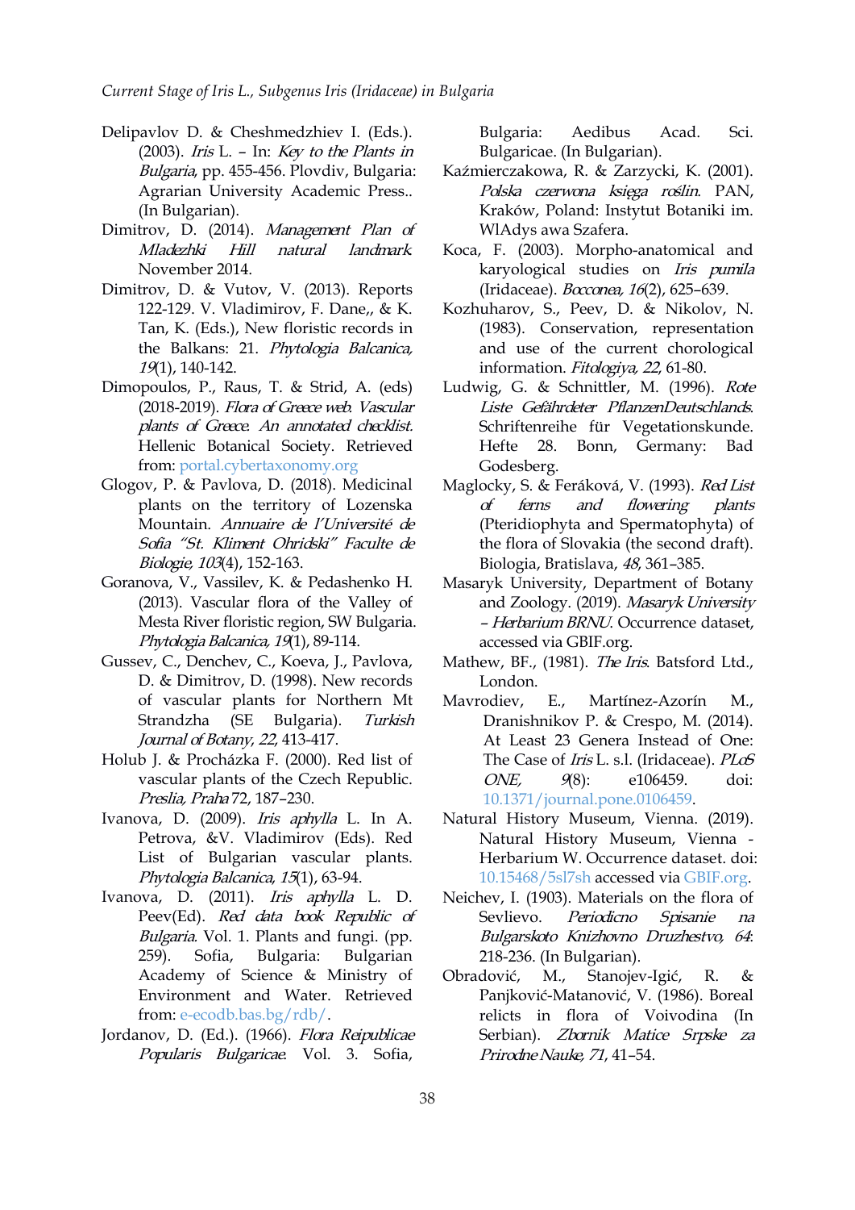Delipavlov D. & Cheshmedzhiev I. (Eds.). (2003). *Iris* L. – In: *Key to the Plants in Bulgaria*, pp. 455-456. Plovdiv, Bulgaria: Agrarian University Academic Press.. (In Bulgarian).

Dimitrov, D. (2014). *Management Plan of Mladezhki Hill natural landmark*. November 2014.

Dimitrov, D. & Vutov, V. (2013). Reports 122-129. V. Vladimirov, F. Dane,, & K. Tan, K. (Eds.), New floristic records in the Balkans: 21. *Phytologia Balcanica, 19*(1), 140-142.

Dimopoulos, P., Raus, T. & Strid, A. (eds) (2018-2019). *Flora of Greece web. Vascular plants of Greece. An annotated checklist.* Hellenic Botanical Society. Retrieved from: portal.cybertaxonomy.org

Glogov, P. & Pavlova, D. (2018). Medicinal plants on the territory of Lozenska Mountain. *Annuaire de l'Université de Sofia "St. Kliment Ohridski" Faculte de Biologie, 103*(4), 152-163.

Goranova, V., Vassilev, K. & Pedashenko H. (2013). Vascular flora of the Valley of Mesta River floristic region, SW Bulgaria. *Phytologia Balcanica, 19*(1), 89-114.

Gussev, C., Denchev, C., Koeva, J., Pavlova, D. & Dimitrov, D. (1998). New records of vascular plants for Northern Mt Strandzha (SE Bulgaria). *Turkish Journal of Botany, 22*, 413-417.

Holub J. & Procházka F. (2000). Red list of vascular plants of the Czech Republic. *Preslia, Praha* 72, 187–230.

Ivanova, D. (2009). *Iris aphylla* L. In A. Petrova, &V. Vladimirov (Eds). Red List of Bulgarian vascular plants. *Phytologia Balcanica, 15*(1), 63-94.

Ivanova, D. (2011). *Iris aphylla* L. D. Peev(Ed). *Red data book Republic of Bulgaria*. Vol. 1. Plants and fungi. (pp. 259). Sofia, Bulgaria: Bulgarian Academy of Science & Ministry of Environment and Water. Retrieved from: e-ecodb.bas.bg/rdb/.

Jordanov, D. (Ed.). (1966). *Flora Reipublicae Popularis Bulgaricae*. Vol. 3. Sofia, Bulgaria: Aedibus Acad. Sci. Bulgaricae. (In Bulgarian).

Kaźmierczakowa, R. & Zarzycki, K. (2001). *Polska czerwona księga roślin*. PAN, Kraków, Poland: Instytut Botaniki im. WlAdys awa Szafera.

Koca, F. (2003). Morpho-anatomical and karyological studies on *Iris pumila* (Iridaceae). *Bocconea, 16*(2), 625–639.

Kozhuharov, S., Peev, D. & Nikolov, N. (1983). Conservation, representation and use of the current chorological information. *Fitologiya, 22*, 61-80.

Ludwig, G. & Schnittler, M. (1996). *Rote Liste Gefährdeter PflanzenDeutschlands*. Schriftenreihe für Vegetationskunde. Hefte 28. Bonn, Germany: Bad Godesberg.

Maglocky, S. & Feráková, V. (1993). *Red List of ferns and flowering plants* (Pteridiophyta and Spermatophyta) of the flora of Slovakia (the second draft). Biologia, Bratislava, *48*, 361–385.

Masaryk University, Department of Botany and Zoology. (2019). *Masaryk University – Herbarium BRNU*. Occurrence dataset, accessed via GBIF.org.

Mathew, BF., (1981). *The Iris*. Batsford Ltd., London.

Mavrodiev, E., Martínez-Azorín M., Dranishnikov P. & Crespo, M. (2014). At Least 23 Genera Instead of One: The Case of *Iris* L. s.l. (Iridaceae). *PLoS ONE, 9*(8): e106459. doi: 10.1371/journal.pone.0106459.

Natural History Museum, Vienna. (2019). Natural History Museum, Vienna - Herbarium W. Occurrence dataset. doi: 10.15468/5sl7sh accessed via GBIF.org.

Neichev, I. (1903). Materials on the flora of Sevlievo. *Periodicno Spisanie na Bulgarskoto Knizhovno Druzhestvo, 64*: 218-236. (In Bulgarian).

Obradović, M., Stanojev-Igić, R. & Panjković-Matanović, V. (1986). Boreal relicts in flora of Voivodina (In Serbian). *Zbornik Matice Srpske za Prirodne Nauke, 71*, 41–54.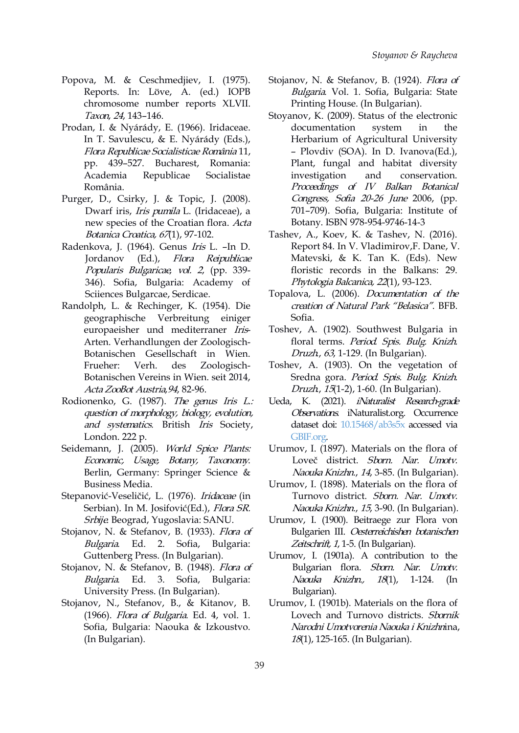Popova, M. & Ceschmedjiev, I. (1975). Reports. In: Löve, A. (ed.) IOPB chromosome number reports XLVII. *Taxon, 24*, 143–146.

Prodan, I. & Nyárády, E. (1966). Iridaceae. In T. Savulescu, & E. Nyárády (Eds.), *Flora Republicae Socialisticae România* 11, pp. 439–527. Bucharest, Romania: Academia Republicae Socialistae România.

Purger, D., Csirky, J. & Topic, J. (2008). Dwarf iris, *Iris pumila* L. (Iridaceae), a new species of the Croatian flora. *Acta Botanica Croatica, 67*(1), 97-102.

Radenkova, J. (1964). Genus *Iris* L. –In D. Jordanov (Ed.), *Flora Reipublicae Popularis Bulgaricae, vol. 2*, (pp. 339-346). Sofia, Bulgaria: Academy of Sciiences Bulgarcae, Serdicae.

Randolph, L. & Rechinger, K. (1954). Die geographische Verbreitung einiger europaeisher und mediterraner *Iris*-Arten. Verhandlungen der Zoologisch-Botanischen Gesellschaft in Wien. Frueher: Verh. des Zoologisch-Botanischen Vereins in Wien. seit 2014, *Acta ZooBot Austria,94*, 82-96.

Rodionenko, G. (1987). *The genus Iris L.: question of morphology, biology, evolution, and systematics*. British *Iris* Society, London. 222 p.

Seidemann, J. (2005). *World Spice Plants: Economic, Usage, Botany, Taxonomy*. Berlin, Germany: Springer Science & Business Media.

Stepanović-Veseličić, L. (1976). *Iridaceae* (in Serbian). In M. Josifović(Ed.), *Flora SR. Srbije*. Beograd, Yugoslavia: SANU.

Stojanov, N. & Stefanov, B. (1933). *Flora of Bulgaria*. Ed. 2. Sofia, Bulgaria: Guttenberg Press. (In Bulgarian).

Stojanov, N. & Stefanov, B. (1948). *Flora of Bulgaria*. Ed. 3. Sofia, Bulgaria: University Press. (In Bulgarian).

Stojanov, N., Stefanov, B., & Kitanov, B. (1966). *Flora of Bulgaria*. Ed. 4, vol. 1. Sofia, Bulgaria: Naouka & Izkoustvo. (In Bulgarian).

Stojanov, N. & Stefanov, B. (1924). *Flora of Bulgaria*. Vol. 1. Sofia, Bulgaria: State Printing House. (In Bulgarian).

Stoyanov, K. (2009). Status of the electronic documentation system in the Herbarium of Agricultural University – Plovdiv (SOA). In D. Ivanova(Ed.), Plant, fungal and habitat diversity investigation and conservation. *Proceedings of IV Balkan Botanical Congress, Sofia 20-26 June* 2006, (pp. 701–709). Sofia, Bulgaria: Institute of Botany. ISBN 978-954-9746-14-3

Tashev, A., Koev, K. & Tashev, N. (2016). Report 84. In V. Vladimirov,F. Dane, V. Matevski, & K. Tan K. (Eds). New floristic records in the Balkans: 29. *Phytologia Balcanica, 22*(1), 93-123.

Topalova, L. (2006). *Documentation of the creation of Natural Park "Belasica"*. BFB. Sofia.

Toshev, A. (1902). Southwest Bulgaria in floral terms. *Period. Spis. Bulg. Knizh. Druzh.*, *63*, 1-129. (In Bulgarian).

Toshev, A. (1903). On the vegetation of Sredna gora. *Period. Spis. Bulg. Knizh. Druzh.*, *15*(1-2), 1-60. (In Bulgarian).

Ueda, K. (2021). *iNaturalist Research-grade Observations*. iNaturalist.org. Occurrence dataset doi: 10.15468/ab3s5x accessed via GBIF.org.

Urumov, I. (1897). Materials on the flora of Loveč district. *Sborn. Nar. Umotv. Naouka Knizhn.*, *14*, 3-85. (In Bulgarian).

Urumov, I. (1898). Materials on the flora of Turnovo district. *Sborn. Nar. Umotv. Naouka Knizhn.*, *15*, 3-90. (In Bulgarian).

Urumov, I. (1900). Beitraege zur Flora von Bulgarien III. *Oesterreichishen botanischen Zeitschrift, 1*, 1-5. (In Bulgarian).

Urumov, I. (1901a). A contribution to the Bulgarian flora. *Sborn. Nar. Umotv. Naouka Knizhn., 18*(1), 1-124. (In Bulgarian).

Urumov, I. (1901b). Materials on the flora of Lovech and Turnovo districts. *Sbornik Narodni Umotvorenia Naouka i Knizhn*ina, *18*(1), 125-165. (In Bulgarian).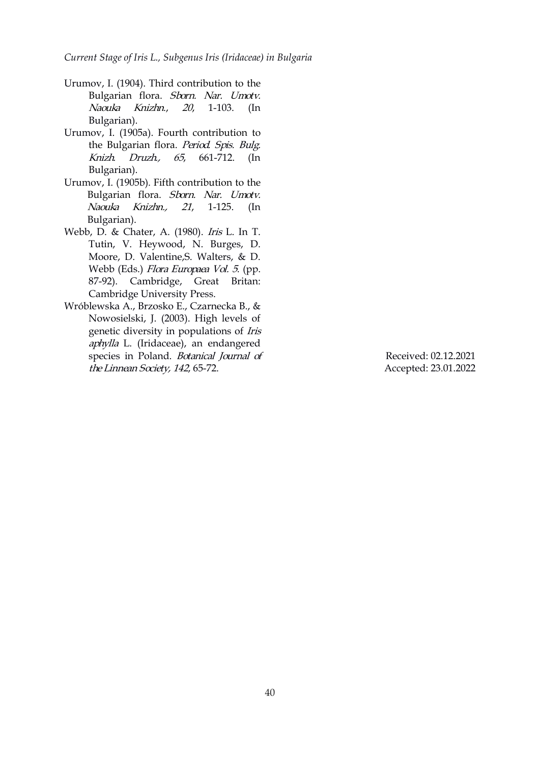Urumov, I. (1904). Third contribution to the Bulgarian flora. *Sborn. Nar. Umotv. Naouka Knizhn.*, *20*, 1-103. (In Bulgarian).

Urumov, I. (1905a). Fourth contribution to the Bulgarian flora. *Period. Spis. Bulg. Knizh. Druzh.*, *65*, 661-712. (In Bulgarian).

Urumov, I. (1905b). Fifth contribution to the Bulgarian flora. *Sborn. Nar. Umotv. Naouka Knizhn.*, *21*, 1-125. (In Bulgarian).

Webb, D. & Chater, A. (1980). *Iris* L. In T. Tutin, V. Heywood, N. Burges, D. Moore, D. Valentine,S. Walters, & D. Webb (Eds.) *Flora Europaea Vol. 5*. (pp. 87-92). Cambridge, Great Britan: Cambridge University Press.

Wróblewska A., Brzosko E., Czarnecka B., & Nowosielski, J. (2003). High levels of genetic diversity in populations of *Iris aphylla* L. (Iridaceae), an endangered species in Poland. *Botanical Journal of the Linnean Society*, *142*, 65-72.

Received: 02.12.2021
Accepted: 23.01.2022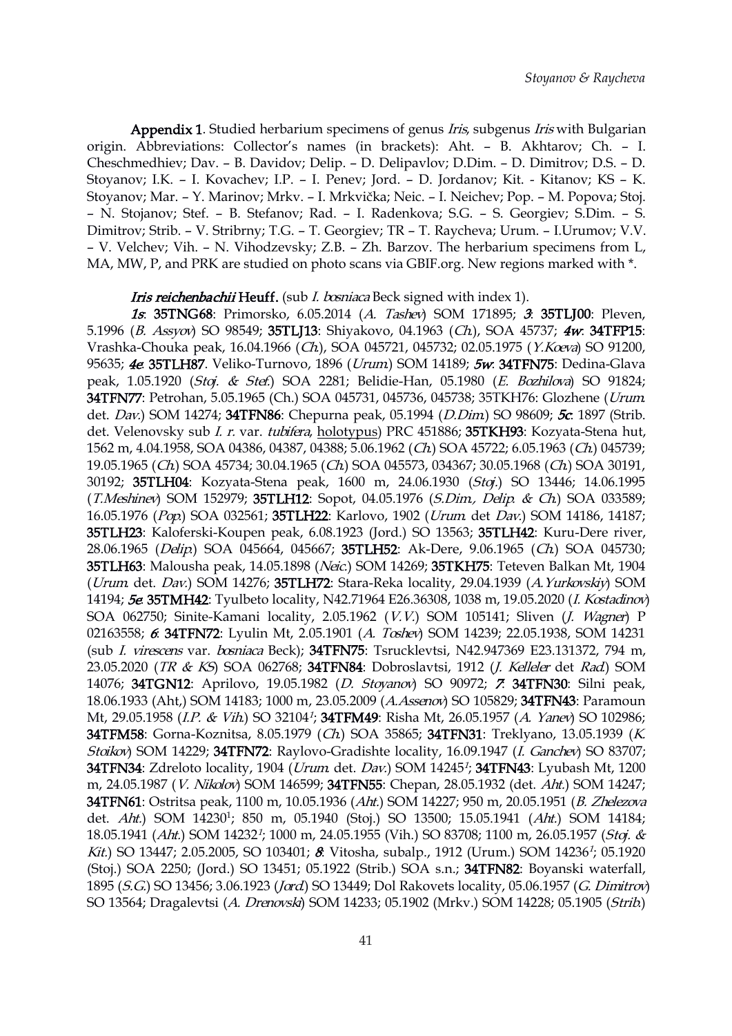**Appendix 1**. Studied herbarium specimens of genus *Iris*, subgenus *Iris* with Bulgarian origin. Abbreviations: Collector's names (in brackets): Aht. – B. Akhtarov; Ch. – I. Cheschmedhiev; Dav. – B. Davidov; Delip. – D. Delipavlov; D.Dim. – D. Dimitrov; D.S. – D. Stoyanov; I.K. – I. Kovachev; I.P. – I. Penev; Jord. – D. Jordanov; Kit. - Kitanov; KS – K. Stoyanov; Mar. – Y. Marinov; Mrkv. – I. Mrkvička; Neic. – I. Neichev; Pop. – M. Popova; Stoj. – N. Stojanov; Stef. – B. Stefanov; Rad. – I. Radenkova; S.G. – S. Georgiev; S.Dim. – S. Dimitrov; Strib. – V. Stribrny; T.G. – T. Georgiev; TR – T. Raycheva; Urum. – I.Urumov; V.V. – V. Velchev; Vih. – N. Vihodzevsky; Z.B. – Zh. Barzov. The herbarium specimens from L, MA, MW, P, and PRK are studied on photo scans via GBIF.org. New regions marked with *.

***Iris reichenbachii*** **Heuff.** (sub *I. bosniaca* Beck signed with index 1).

***1s***: **35TNG68**: Primorsko, 6.05.2014 (*A. Tashev*) SOM 171895; ***3***: **35TLJ00**: Pleven, 5.1996 (*B. Assyov*) SO 98549; **35TLJ13**: Shiyakovo, 04.1963 (*Ch.*), SOA 45737; ***4w***: **34TFP15**: Vrashka-Chouka peak, 16.04.1966 (*Ch.*), SOA 045721, 045732; 02.05.1975 (*Y.Koeva*) SO 91200, 95635; ***4e***: **35TLH87**. Veliko-Turnovo, 1896 (*Urum.*) SOM 14189; ***5w***: **34TFN75**: Dedina-Glava peak, 1.05.1920 (*Stoj. & Stef.*) SOA 2281; Belidie-Han, 05.1980 (*E. Bozhilova*) SO 91824; **34TFN77**: Petrohan, 5.05.1965 (Ch.) SOA 045731, 045736, 045738; 35TKH76: Glozhene (*Urum.* det. *Dav.*) SOM 14274; **34TFN86**: Chepurna peak, 05.1994 (*D.Dim.*) SO 98609; ***5c***: 1897 (Strib. det. Velenovsky sub *I. r.* var. *tubifera*, holotypus) PRC 451886; **35TKH93**: Kozyata-Stena hut, 1562 m, 4.04.1958, SOA 04386, 04387, 04388; 5.06.1962 (*Ch.*) SOA 45722; 6.05.1963 (*Ch.*) 045739; 19.05.1965 (*Ch.*) SOA 45734; 30.04.1965 (*Ch.*) SOA 045573, 034367; 30.05.1968 (*Ch.*) SOA 30191, 30192; **35TLH04**: Kozyata-Stena peak, 1600 m, 24.06.1930 (*Stoj.*) SO 13446; 14.06.1995 (*T.Meshinev*) SOM 152979; **35TLH12**: Sopot, 04.05.1976 (*S.Dim., Delip. & Ch.*) SOA 033589; 16.05.1976 (*Pop.*) SOA 032561; **35TLH22**: Karlovo, 1902 (*Urum.* det *Dav.*) SOM 14186, 14187; **35TLH23**: Kaloferski-Koupen peak, 6.08.1923 (Jord.) SO 13563; **35TLH42**: Kuru-Dere river, 28.06.1965 (*Delip.*) SOA 045664, 045667; **35TLH52**: Ak-Dere, 9.06.1965 (*Ch.*) SOA 045730; **35TLH63**: Malousha peak, 14.05.1898 (*Neic.*) SOM 14269; **35TKH75**: Teteven Balkan Mt, 1904 (*Urum.* det. *Dav.*) SOM 14276; **35TLH72**: Stara-Reka locality, 29.04.1939 (*A.Yurkovskiy*) SOM 14194; ***5e***: **35TMH42**: Tyulbeto locality, N42.71964 E26.36308, 1038 m, 19.05.2020 (*I. Kostadinov*) SOA 062750; Sinite-Kamani locality, 2.05.1962 (*V.V.*) SOM 105141; Sliven (*J. Wagner*) P 02163558; ***6***: **34TFN72**: Lyulin Mt, 2.05.1901 (*A. Toshev*) SOM 14239; 22.05.1938, SOM 14231 (sub *I. virescens* var. *bosniaca* Beck); **34TFN75**: Tsrucklevtsi, N42.947369 E23.131372, 794 m, 23.05.2020 (*TR & KS*) SOA 062768; **34TFN84**: Dobroslavtsi, 1912 (*J. Kelleler* det *Rad.*) SOM 14076; **34TGN12**: Aprilovo, 19.05.1982 (*D. Stoyanov*) SO 90972; ***7***: **34TFN30**: Silni peak, 18.06.1933 (Aht,) SOM 14183; 1000 m, 23.05.2009 (*A.Assenov*) SO 105829; **34TFN43**: Paramoun Mt, 29.05.1958 (*I.P. & Vih.*) SO 32104[1]; **34TFM49**: Risha Mt, 26.05.1957 (*A. Yanev*) SO 102986; **34TFM58**: Gorna-Koznitsa, 8.05.1979 (*Ch.*) SOA 35865; **34TFN31**: Treklyano, 13.05.1939 (*K. Stoikov*) SOM 14229; **34TFN72**: Raylovo-Gradishte locality, 16.09.1947 (*I. Ganchev*) SO 83707; **34TFN34**: Zdreloto locality, 1904 (*Urum.* det. *Dav.*) SOM 14245[1]; **34TFN43**: Lyubash Mt, 1200 m, 24.05.1987 (*V. Nikolov*) SOM 146599; **34TFN55**: Chepan, 28.05.1932 (det. *Aht.*) SOM 14247; **34TFN61**: Ostritsa peak, 1100 m, 10.05.1936 (*Aht.*) SOM 14227; 950 m, 20.05.1951 (*B. Zhelezova* det. *Aht.*) SOM 14230[1]; 850 m, 05.1940 (Stoj.) SO 13500; 15.05.1941 (*Aht.*) SOM 14184; 18.05.1941 (*Aht.*) SOM 14232[1]; 1000 m, 24.05.1955 (Vih.) SO 83708; 1100 m, 26.05.1957 (*Stoj. & Kit.*) SO 13447; 2.05.2005, SO 103401; ***8***: Vitosha, subalp., 1912 (Urum.) SOM 14236[1]; 05.1920 (Stoj.) SOA 2250; (Jord.) SO 13451; 05.1922 (Strib.) SOA s.n.; **34TFN82**: Boyanski waterfall, 1895 (*S.G.*) SO 13456; 3.06.1923 (*Jord.*) SO 13449; Dol Rakovets locality, 05.06.1957 (*G. Dimitrov*) SO 13564; Dragalevtsi (*A. Drenovski*) SOM 14233; 05.1902 (Mrkv.) SOM 14228; 05.1905 (*Strib.*)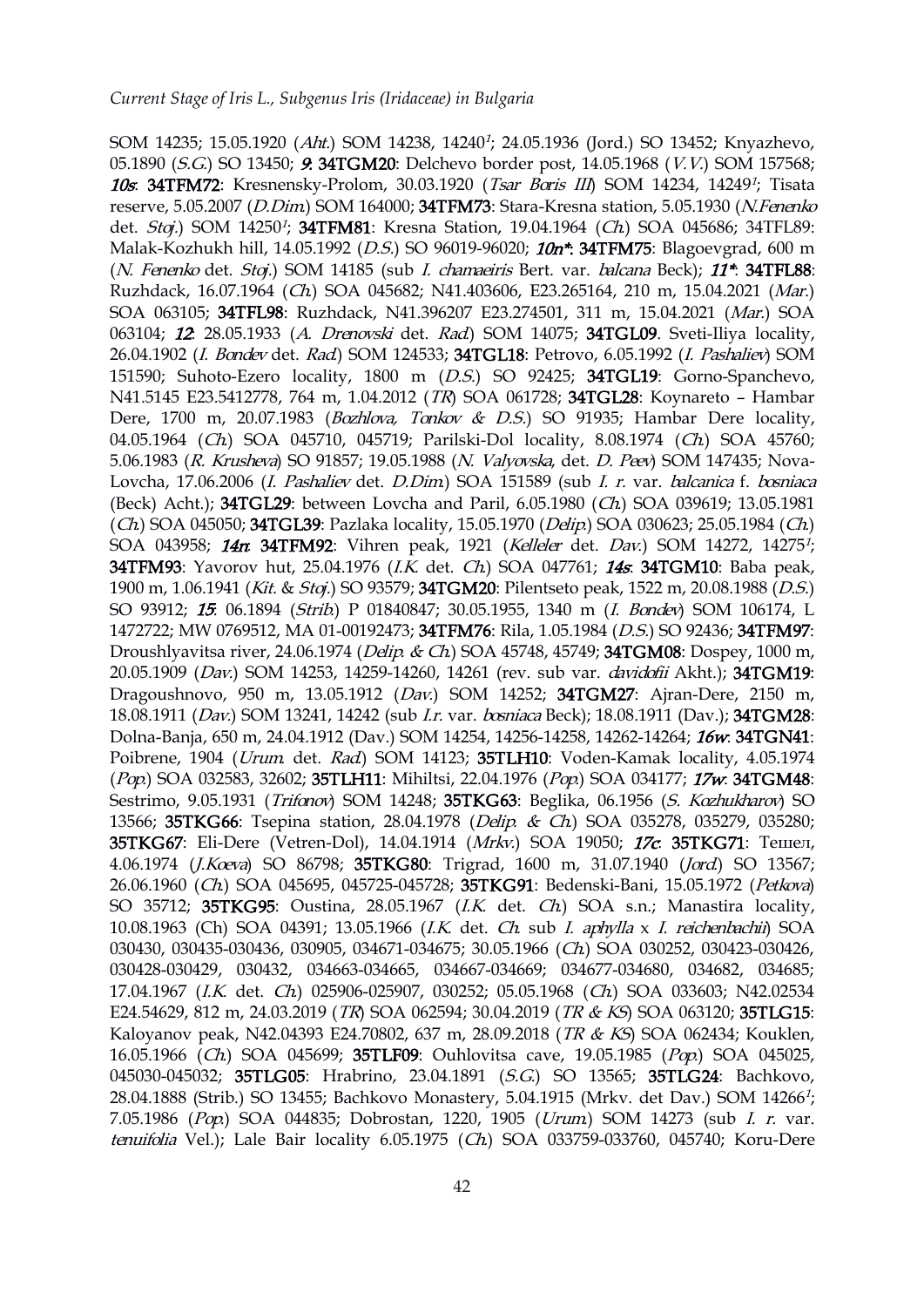SOM 14235; 15.05.1920 (*Aht.*) SOM 14238, 14240[1]; 24.05.1936 (Jord.) SO 13452; Knyazhevo, 05.1890 (*S.G.*) SO 13450; ***9*: 34TGM20**: Delchevo border post, 14.05.1968 (*V.V.*) SOM 157568; ***10s*: 34TFM72**: Kresnensky-Prolom, 30.03.1920 (*Tsar Boris III*) SOM 14234, 14249[1]; Tisata reserve, 5.05.2007 (*D.Dim.*) SOM 164000; **34TFM73**: Stara-Kresna station, 5.05.1930 (*N.Fenenko* det. *Stoj.*) SOM 14250[1]; **34TFM81**: Kresna Station, 19.04.1964 (*Ch.*) SOA 045686; 34TFL89: Malak-Kozhukh hill, 14.05.1992 (*D.S.*) SO 96019-96020; ***10n\**: 34TFM75**: Blagoevgrad, 600 m (*N. Fenenko* det. *Stoj.*) SOM 14185 (sub *I. chamaeiris* Bert. var. *balcana* Beck); ***11\**: 34TFL88**: Ruzhdack, 16.07.1964 (*Ch.*) SOA 045682; N41.403606, E23.265164, 210 m, 15.04.2021 (*Mar.*) SOA 063105; **34TFL98**: Ruzhdack, N41.396207 E23.274501, 311 m, 15.04.2021 (*Mar.*) SOA 063104; ***12***: 28.05.1933 (*A. Drenovski* det. *Rad.*) SOM 14075; **34TGL09**. Sveti-Iliya locality, 26.04.1902 (*I. Bondev* det. *Rad.*) SOM 124533; **34TGL18**: Petrovo, 6.05.1992 (*I. Pashaliev*) SOM 151590; Suhoto-Ezero locality, 1800 m (*D.S.*) SO 92425; **34TGL19**: Gorno-Spanchevo, N41.5145 E23.5412778, 764 m, 1.04.2012 (*TR*) SOA 061728; **34TGL28**: Koynareto – Hambar Dere, 1700 m, 20.07.1983 (*Bozhlova, Tonkov & D.S.*) SO 91935; Hambar Dere locality, 04.05.1964 (*Ch.*) SOA 045710, 045719; Parilski-Dol locality, 8.08.1974 (*Ch.*) SOA 45760; 5.06.1983 (*R. Krusheva*) SO 91857; 19.05.1988 (*N. Valyovska*, det. *D. Peev*) SOM 147435; Nova-Lovcha, 17.06.2006 (*I. Pashaliev* det. *D.Dim.*) SOA 151589 (sub *I. r.* var. *balcanica* f. *bosniaca* (Beck) Acht.); **34TGL29**: between Lovcha and Paril, 6.05.1980 (*Ch.*) SOA 039619; 13.05.1981 (*Ch.*) SOA 045050; **34TGL39**: Pazlaka locality, 15.05.1970 (*Delip.*) SOA 030623; 25.05.1984 (*Ch.*) SOA 043958; ***14n*: 34TFM92**: Vihren peak, 1921 (*Kelleler* det. *Dav.*) SOM 14272, 14275[1]; **34TFM93**: Yavorov hut, 25.04.1976 (*I.K.* det. *Ch.*) SOA 047761; ***14s*: 34TGM10**: Baba peak, 1900 m, 1.06.1941 (*Kit.* & *Stoj.*) SO 93579; **34TGM20**: Pilentseto peak, 1522 m, 20.08.1988 (*D.S.*) SO 93912; ***15***: 06.1894 (*Strib.*) P 01840847; 30.05.1955, 1340 m (*I. Bondev*) SOM 106174, L 1472722; MW 0769512, MA 01-00192473; **34TFM76**: Rila, 1.05.1984 (*D.S.*) SO 92436; **34TFM97**: Droushlyavitsa river, 24.06.1974 (*Delip. & Ch.*) SOA 45748, 45749; **34TGM08**: Dospey, 1000 m, 20.05.1909 (*Dav.*) SOM 14253, 14259-14260, 14261 (rev. sub var. *davidofii* Akht.); **34TGM19**: Dragoushnovo, 950 m, 13.05.1912 (*Dav.*) SOM 14252; **34TGM27**: Ajran-Dere, 2150 m, 18.08.1911 (*Dav.*) SOM 13241, 14242 (sub *I.r.* var. *bosniaca* Beck); 18.08.1911 (Dav.); **34TGM28**: Dolna-Banja, 650 m, 24.04.1912 (Dav.) SOM 14254, 14256-14258, 14262-14264; ***16w*: 34TGN41**: Poibrene, 1904 (*Urum.* det. *Rad.*) SOM 14123; **35TLH10**: Voden-Kamak locality, 4.05.1974 (*Pop.*) SOA 032583, 32602; **35TLH11**: Mihiltsi, 22.04.1976 (*Pop.*) SOA 034177; ***17w*: 34TGM48**: Sestrimo, 9.05.1931 (*Trifonov*) SOM 14248; **35TKG63**: Beglika, 06.1956 (*S. Kozhukharov*) SO 13566; **35TKG66**: Tsepina station, 28.04.1978 (*Delip. & Ch.*) SOA 035278, 035279, 035280; **35TKG67**: Eli-Dere (Vetren-Dol), 14.04.1914 (*Mrkv.*) SOA 19050; ***17c*: 35TKG71**: Тешел, 4.06.1974 (*J.Koeva*) SO 86798; **35TKG80**: Trigrad, 1600 m, 31.07.1940 (*Jord.*) SO 13567; 26.06.1960 (*Ch.*) SOA 045695, 045725-045728; **35TKG91**: Bedenski-Bani, 15.05.1972 (*Petkova*) SO 35712; **35TKG95**: Oustina, 28.05.1967 (*I.K.* det. *Ch.*) SOA s.n.; Manastira locality, 10.08.1963 (Ch) SOA 04391; 13.05.1966 (*I.K.* det. *Ch.* sub *I. aphylla* x *I. reichenbachii*) SOA 030430, 030435-030436, 030905, 034671-034675; 30.05.1966 (*Ch.*) SOA 030252, 030423-030426, 030428-030429, 030432, 034663-034665, 034667-034669; 034677-034680, 034682, 034685; 17.04.1967 (*I.K.* det. *Ch.*) 025906-025907, 030252; 05.05.1968 (*Ch.*) SOA 033603; N42.02534 E24.54629, 812 m, 24.03.2019 (*TR*) SOA 062594; 30.04.2019 (*TR & KS*) SOA 063120; **35TLG15**: Kaloyanov peak, N42.04393 E24.70802, 637 m, 28.09.2018 (*TR & KS*) SOA 062434; Kouklen, 16.05.1966 (*Ch.*) SOA 045699; **35TLF09**: Ouhlovitsa cave, 19.05.1985 (*Pop.*) SOA 045025, 045030-045032; **35TLG05**: Hrabrino, 23.04.1891 (*S.G.*) SO 13565; **35TLG24**: Bachkovo, 28.04.1888 (Strib.) SO 13455; Bachkovo Monastery, 5.04.1915 (Mrkv. det Dav.) SOM 14266[1]; 7.05.1986 (*Pop.*) SOA 044835; Dobrostan, 1220, 1905 (*Urum.*) SOM 14273 (sub *I. r.* var. *tenuifolia* Vel.); Lale Bair locality 6.05.1975 (*Ch.*) SOA 033759-033760, 045740; Koru-Dere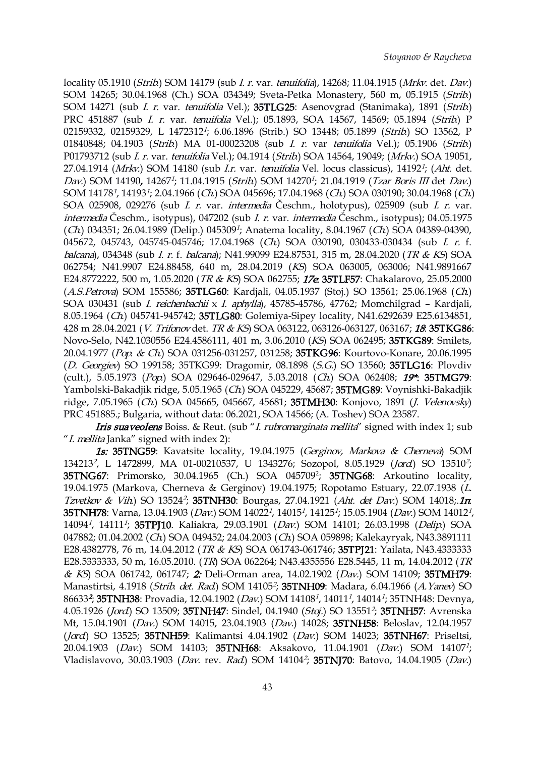locality 05.1910 (*Strib.*) SOM 14179 (sub *I. r.* var. *tenuifolia*), 14268; 11.04.1915 (*Mrkv.* det. *Dav.*) SOM 14265; 30.04.1968 (Ch.) SOA 034349; Sveta-Petka Monastery, 560 m, 05.1915 (*Strib.*) SOM 14271 (sub *I. r.* var. *tenuifolia* Vel.); **35TLG25**: Asenovgrad (Stanimaka), 1891 (*Strib.*) PRC 451887 (sub *I. r.* var. *tenuifolia* Vel.); 05.1893, SOA 14567, 14569; 05.1894 (*Strib.*) P 02159332, 02159329, L 1472312[1]; 6.06.1896 (Strib.) SO 13448; 05.1899 (*Strib.*) SO 13562, P 01840848; 04.1903 (*Strib.*) MA 01-00023208 (sub *I. r.* var *tenuifolia* Vel.); 05.1906 (*Strib.*) P01793712 (sub *I. r.* var. *tenuifolia* Vel.); 04.1914 (*Strib.*) SOA 14564, 19049; (*Mrkv.*) SOA 19051, 27.04.1914 (*Mrkv.*) SOM 14180 (sub *I.r.* var. *tenuifolia* Vel. locus classicus), 14192[1]; (*Aht.* det. *Dav.*) SOM 14190, 14267[1]; 11.04.1915 (*Strib.*) SOM 14270[1]; 21.04.1919 (*Tzar Boris III* det *Dav.*) SOM 14178[1], 14193[1]; 2.04.1966 (*Ch.*) SOA 045696; 17.04.1968 (*Ch.*) SOA 030190; 30.04.1968 (*Ch.*) SOA 025908, 029276 (sub *I. r.* var. *intermedia* Česchm., holotypus), 025909 (sub *I. r.* var. *intermedia* Česchm., isotypus), 047202 (sub *I. r.* var. *intermedia* Česchm., isotypus); 04.05.1975 (*Ch.*) 034351; 26.04.1989 (Delip.) 045309[1]; Anatema locality, 8.04.1967 (*Ch.*) SOA 04389-04390, 045672, 045743, 045745-045746; 17.04.1968 (*Ch.*) SOA 030190, 030433-030434 (sub *I. r.* f. *balcana*), 034348 (sub *I. r.* f. *balcana*); N41.99099 E24.87531, 315 m, 28.04.2020 (*TR & KS*) SOA 062754; N41.9907 E24.88458, 640 m, 28.04.2019 (*KS*) SOA 063005, 063006; N41.9891667 E24.8772222, 500 m, 1.05.2020 (*TR & KS*) SOA 062755; ***17e*. 35TLF57**: Chakalarovo, 25.05.2000 (*A.S.Petrova*) SOM 155586; **35TLG60**: Kardjali, 04.05.1937 (Stoj.) SO 13561; 25.06.1968 (*Ch.*) SOA 030431 (sub *I. reichenbachii* x *I. aphylla*), 45785-45786, 47762; Momchilgrad – Kardjali, 8.05.1964 (*Ch.*) 045741-945742; **35TLG80**: Golemiya-Sipey locality, N41.6292639 E25.6134851, 428 m 28.04.2021 (*V. Trifonov* det. *TR & KS*) SOA 063122, 063126-063127, 063167; ***18*: 35TKG86**: Novo-Selo, N42.1030556 E24.4586111, 401 m, 3.06.2010 (*KS*) SOA 062495; **35TKG89**: Smilets, 20.04.1977 (*Pop. & Ch.*) SOA 031256-031257, 031258; **35TKG96**: Kourtovo-Konare, 20.06.1995 (*D. Georgiev*) SO 199158; 35TKG99: Dragomir, 08.1898 (*S.G.*) SO 13560; **35TLG16**: Plovdiv (cult.), 5.05.1973 (*Pop.*) SOA 029646-029647, 5.03.2018 (*Ch.*) SOA 062408; ***19\****: **35TMG79**: Yambolski-Bakadjik ridge, 5.05.1965 (*Ch.*) SOA 045229, 45687; **35TMG89**: Voynishki-Bakadjik ridge, 7.05.1965 (*Ch.*) SOA 045665, 045667, 45681; **35TMH30**: Konjovo, 1891 (*J. Velenovsky*) PRC 451885.; Bulgaria, without data: 06.2021, SOA 14566; (A. Toshev) SOA 23587.

***Iris suaveolens*** Boiss. & Reut. (sub "*I. rubromarginata mellita*" signed with index 1; sub "*I. mellita* Janka" signed with index 2):

***1s:* 35TNG59**: Kavatsite locality, 19.04.1975 (*Gerginov, Markova & Cherneva*) SOM 134213[2], L 1472899, MA 01-00210537, U 1343276; Sozopol, 8.05.1929 (*Jord.*) SO 13510[2]; **35TNG67**: Primorsko, 30.04.1965 (Ch.) SOA 045709[2]; **35TNG68**: Arkoutino locality, 19.04.1975 (Markova, Cherneva & Gerginov) 19.04.1975; Ropotamo Estuary, 22.07.1938 (*L. Tzvetkov & Vih.*) SO 13524[2]; **35TNH30**: Bourgas, 27.04.1921 (*Aht. det Dav.*) SOM 14018;.***1n*. 35TNH78**: Varna, 13.04.1903 (*Dav.*) SOM 14022[1], 14015[1], 14125[1]; 15.05.1904 (*Dav.*) SOM 14012[1], 14094[1], 14111[1]; **35TPJ10**. Kaliakra, 29.03.1901 (*Dav.*) SOM 14101; 26.03.1998 (*Delip.*) SOA 047882; 01.04.2002 (*Ch.*) SOA 049452; 24.04.2003 (*Ch.*) SOA 059898; Kalekayryak, N43.3891111 E28.4382778, 76 m, 14.04.2012 (*TR & KS*) SOA 061743-061746; **35TPJ21**: Yailata, N43.4333333 E28.5333333, 50 m, 16.05.2010. (*TR*) SOA 062264; N43.4355556 E28.5445, 11 m, 14.04.2012 (*TR & KS*) SOA 061742, 061747; ***2:*** Deli-Orman area, 14.02.1902 (*Dav.*) SOM 14109; **35TMH79**: Manastirtsi, 4.1918 (*Strib. det. Rad.*) SOM 14105[2]; **35TNH09**: Madara, 6.04.1966 (*A.Yanev*) SO 86633[2]; **35TNH38**: Provadia, 12.04.1902 (*Dav.*) SOM 14108[1], 14011[1], 14014[1]; 35TNH48: Devnya, 4.05.1926 (*Jord.*) SO 13509; **35TNH47**: Sindel, 04.1940 (*Stoj.*) SO 13551[2]; **35TNH57**: Avrenska Mt, 15.04.1901 (*Dav.*) SOM 14015, 23.04.1903 (*Dav.*) 14028; **35TNH58**: Beloslav, 12.04.1957 (*Jord.*) SO 13525; **35TNH59**: Kalimantsi 4.04.1902 (*Dav.*) SOM 14023; **35TNH67**: Priseltsi, 20.04.1903 (*Dav.*) SOM 14103; **35TNH68**: Aksakovo, 11.04.1901 (*Dav.*) SOM 14107[1]; Vladislavovo, 30.03.1903 (*Dav.* rev. *Rad.*) SOM 14104[2]; **35TNJ70**: Batovo, 14.04.1905 (*Dav.*)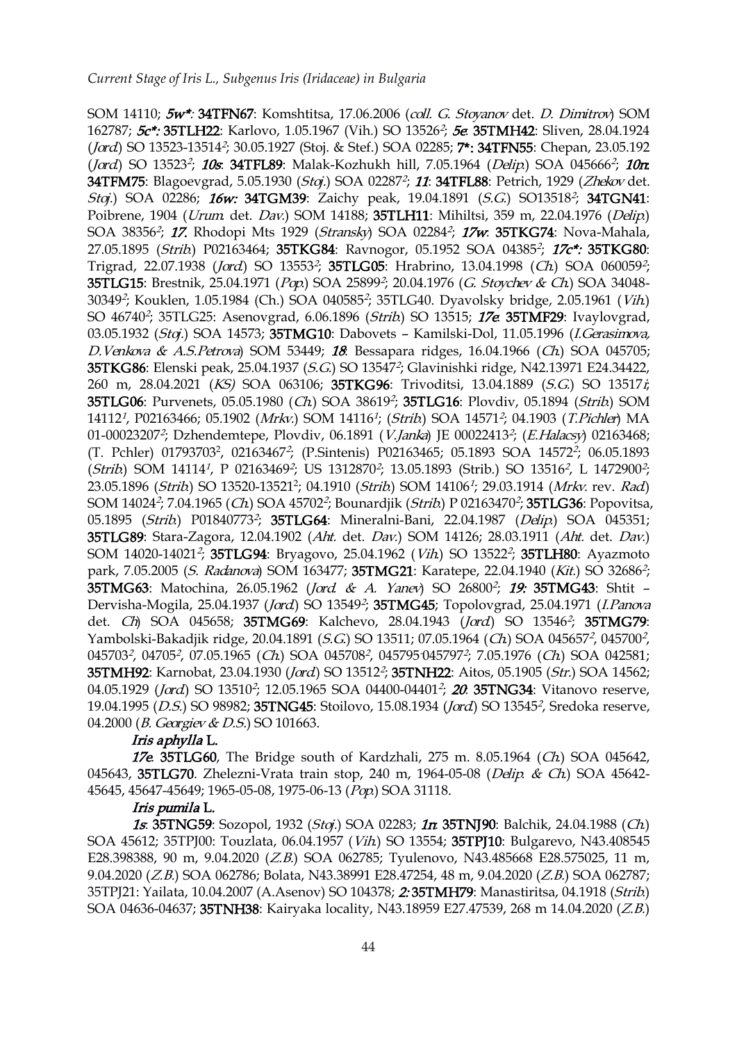SOM 14110; ***5w\*:*** **34TFN67**: Komshtitsa, 17.06.2006 (*coll. G. Stoyanov* det. *D. Dimitrov*) SOM 162787; ***5c\*:*** **35TLH22**: Karlovo, 1.05.1967 (Vih.) SO 13526[2]; ***5e*:** **35TMH42**: Sliven, 28.04.1924 (*Jord.*) SO 13523-13514[2]; 30.05.1927 (Stoj. & Stef.) SOA 02285; **7\***: **34TFN55**: Chepan, 23.05.192 (*Jord.*) SO 13523[2]; ***10s*:** **34TFL89**: Malak-Kozhukh hill, 7.05.1964 (*Delip.*) SOA 045666[2]; ***10n*:** **34TFM75**: Blagoevgrad, 5.05.1930 (*Stoj.*) SOA 02287[2]; ***11*:** **34TFL88**: Petrich, 1929 (*Zhekov* det. *Stoj.*) SOA 02286; ***16w:*** **34TGM39**: Zaichy peak, 19.04.1891 (*S.G.*) SO13518[2]; **34TGN41**: Poibrene, 1904 (*Urum.* det. *Dav.*) SOM 14188; **35TLH11**: Mihiltsi, 359 m, 22.04.1976 (*Delip.*) SOA 38356[2]; ***17*.** Rhodopi Mts 1929 (*Stransky*) SOA 02284[2]; ***17w*:** **35TKG74**: Nova-Mahala, 27.05.1895 (*Strib.*) P02163464; **35TKG84**: Ravnogor, 05.1952 SOA 04385[2]; ***17c\*:*** **35TKG80**: Trigrad, 22.07.1938 (*Jord.*) SO 13553[2]; **35TLG05**: Hrabrino, 13.04.1998 (*Ch.*) SOA 060059[2]; **35TLG15**: Brestnik, 25.04.1971 (*Pop.*) SOA 25899[2]; 20.04.1976 (*G. Stoychev & Ch.*) SOA 34048-30349[2]; Kouklen, 1.05.1984 (Ch.) SOA 040585[2]; 35TLG40. Dyavolsky bridge, 2.05.1961 (*Vih.*) SO 46740[2]; 35TLG25: Asenovgrad, 6.06.1896 (*Strib.*) SO 13515; ***17e*:** **35TMF29**: Ivaylovgrad, 03.05.1932 (*Stoj.*) SOA 14573; **35TMG10**: Dabovets – Kamilski-Dol, 11.05.1996 (*I.Gerasimova, D.Venkova & A.S.Petrova*) SOM 53449; ***18*:** Bessapara ridges, 16.04.1966 (*Ch.*) SOA 045705; **35TKG86**: Elenski peak, 25.04.1937 (*S.G.*) SO 13547[2]; Glavinishki ridge, N42.13971 E24.34422, 260 m, 28.04.2021 (*KS)* SOA 063106; **35TKG96**: Trivoditsi, 13.04.1889 (*S.G.*) SO 13517*i*; **35TLG06**: Purvenets, 05.05.1980 (*Ch.*) SOA 38619[2]; **35TLG16**: Plovdiv, 05.1894 (*Strib.*) SOM 14112[1], P02163466; 05.1902 (*Mrkv.*) SOM 14116[1]; (*Strib.*) SOA 14571[2]; 04.1903 (*T.Pichler*) MA 01-00023207[2]; Dzhendemtepe, Plovdiv, 06.1891 (*V.Janka*) JE 00022413[2]; (*E.Halacsy*) 02163468; (T. Pchler) 01793703[2], 02163467[2]; (P.Sintenis) P02163465; 05.1893 SOA 14572[2]; 06.05.1893 (*Strib.*) SOM 14114[1], P 02163469[2]; US 1312870[2]; 13.05.1893 (Strib.) SO 13516[2], L 1472900[2]; 23.05.1896 (*Strib.*) SO 13520-13521[2]; 04.1910 (*Strib.*) SOM 14106[1]; 29.03.1914 (*Mrkv.* rev. *Rad.*) SOM 14024[2]; 7.04.1965 (*Ch.*) SOA 45702[2]; Bounardjik (*Strib.*) P 02163470[2]; **35TLG36**: Popovitsa, 05.1895 (*Strib.*) P01840773[2]; **35TLG64**: Mineralni-Bani, 22.04.1987 (*Delip.*) SOA 045351; **35TLG89**: Stara-Zagora, 12.04.1902 (*Aht.* det. *Dav.*) SOM 14126; 28.03.1911 (*Aht.* det. *Dav.*) SOM 14020-14021[2]; **35TLG94**: Bryagovo, 25.04.1962 (*Vih.*) SO 13522[2]; **35TLH80**: Ayazmoto park, 7.05.2005 (*S. Radanova*) SOM 163477; **35TMG21**: Karatepe, 22.04.1940 (*Kit.*) SO 32686[2]; **35TMG63**: Matochina, 26.05.1962 (*Jord. & A. Yanev*) SO 26800[2]; ***19:*** **35TMG43**: Shtit – Dervisha-Mogila, 25.04.1937 (*Jord.*) SO 13549[2]; **35TMG45**; Topolovgrad, 25.04.1971 (*I.Panova* det. *Ch*) SOA 045658; **35TMG69**: Kalchevo, 28.04.1943 (*Jord.*) SO 13546[2]; **35TMG79**: Yambolski-Bakadjik ridge, 20.04.1891 (*S.G.*) SO 13511; 07.05.1964 (*Ch.*) SOA 045657[2], 045700[2], 045703[2], 04705[2], 07.05.1965 (*Ch.*) SOA 045708[2], 045795-045797[2]; 7.05.1976 (*Ch.*) SOA 042581; **35TMH92**: Karnobat, 23.04.1930 (*Jord.*) SO 13512[2]; **35TNH22**: Aitos, 05.1905 (*Str.*) SOA 14562; 04.05.1929 (*Jord.*) SO 13510[2]; 12.05.1965 SOA 04400-04401[2]; ***20*:** **35TNG34**: Vitanovo reserve, 19.04.1995 (*D.S.*) SO 98982; **35TNG45**: Stoilovo, 15.08.1934 (*Jord.*) SO 13545[2], Sredoka reserve, 04.2000 (*B. Georgiev & D.S.*) SO 101663.

***Iris aphylla* L.**

***17e*.** **35TLG60**, The Bridge south of Kardzhali, 275 m. 8.05.1964 (*Ch.*) SOA 045642, 045643, **35TLG70**. Zhelezni-Vrata train stop, 240 m, 1964-05-08 (*Delip. & Ch.*) SOA 45642-45645, 45647-45649; 1965-05-08, 1975-06-13 (*Pop.*) SOA 31118.

***Iris pumila* L.**

***1s*:** **35TNG59**: Sozopol, 1932 (*Stoj.*) SOA 02283; ***1n*:** **35TNJ90**: Balchik, 24.04.1988 (*Ch.*) SOA 45612; 35TPJ00: Touzlata, 06.04.1957 (*Vih.*) SO 13554; **35TPJ10**: Bulgarevo, N43.408545 E28.398388, 90 m, 9.04.2020 (*Z.B.*) SOA 062785; Tyulenovo, N43.485668 E28.575025, 11 m, 9.04.2020 (*Z.B.*) SOA 062786; Bolata, N43.38991 E28.47254, 48 m, 9.04.2020 (*Z.B.*) SOA 062787; 35TPJ21: Yailata, 10.04.2007 (A.Asenov) SO 104378; ***2:*** **35TMH79**: Manastiritsa, 04.1918 (*Strib.*) SOA 04636-04637; **35TNH38**: Kairyaka locality, N43.18959 E27.47539, 268 m 14.04.2020 (*Z.B.*)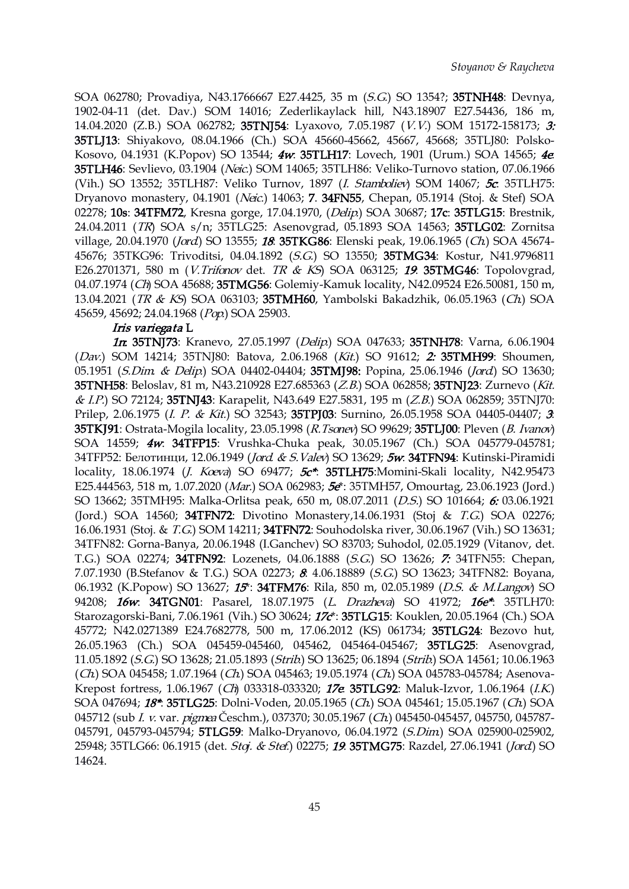SOA 062780; Provadiya, N43.1766667 E27.4425, 35 m (*S.G.*) SO 1354?; **35TNH48**: Devnya, 1902-04-11 (det. Dav.) SOM 14016; Zederlikaylack hill, N43.18907 E27.54436, 186 m, 14.04.2020 (Z.B.) SOA 062782; **35TNJ54**: Lyaxovo, 7.05.1987 (*V.V.*) SOM 15172-158173; ***3:*** **35TLJ13**: Shiyakovo, 08.04.1966 (Ch.) SOA 45660-45662, 45667, 45668; 35TLJ80: Polsko-Kosovo, 04.1931 (K.Popov) SO 13544; ***4w*:** **35TLH17**: Lovech, 1901 (Urum.) SOA 14565; ***4e*:** **35TLH46**: Sevlievo, 03.1904 (*Neic.*) SOM 14065; 35TLH86: Veliko-Turnovo station, 07.06.1966 (Vih.) SO 13552; 35TLH87: Veliko Turnov, 1897 (*I. Stamboliev*) SOM 14067; ***5c*:** 35TLH75: Dryanovo monastery, 04.1901 (*Neic.*) 14063; **7**. **34FN55**, Chepan, 05.1914 (Stoj. & Stef) SOA 02278; **10s**: **34TFM72**, Kresna gorge, 17.04.1970, (*Delip.*) SOA 30687; **17c**: **35TLG15**: Brestnik, 24.04.2011 (*TR*) SOA s/n; 35TLG25: Asenovgrad, 05.1893 SOA 14563; **35TLG02**: Zornitsa village, 20.04.1970 (*Jord.*) SO 13555; ***18*:** **35TKG86**: Elenski peak, 19.06.1965 (*Ch.*) SOA 45674-45676; 35TKG96: Trivoditsi, 04.04.1892 (*S.G.*) SO 13550; **35TMG34**: Kostur, N41.9796811 E26.2701371, 580 m (*V.Trifonov* det. *TR & KS*) SOA 063125; ***19*:** **35TMG46**: Topolovgrad, 04.07.1974 (*Ch*) SOA 45688; **35TMG56**: Golemiy-Kamuk locality, N42.09524 E26.50081, 150 m, 13.04.2021 (*TR & KS*) SOA 063103; **35TMH60**, Yambolski Bakadzhik, 06.05.1963 (*Ch.*) SOA 45659, 45692; 24.04.1968 (*Pop.*) SOA 25903.

***Iris variegata* L.**

***1n*:** **35TNJ73**: Kranevo, 27.05.1997 (*Delip.*) SOA 047633; **35TNH78**: Varna, 6.06.1904 (*Dav.*) SOM 14214; 35TNJ80: Batova, 2.06.1968 (*Kit.*) SO 91612; ***2:*** **35TMH99**: Shoumen, 05.1951 (*S.Dim. & Delip.*) SOA 04402-04404; **35TMJ98:** Popina, 25.06.1946 (*Jord.*) SO 13630; **35TNH58**: Beloslav, 81 m, N43.210928 E27.685363 (*Z.B.*) SOA 062858; **35TNJ23**: Zurnevo (*Kit. & I.P.*) SO 72124; **35TNJ43**: Karapelit, N43.649 E27.5831, 195 m (*Z.B.*) SOA 062859; 35TNJ70: Prilep, 2.06.1975 (*I. P. & Kit.*) SO 32543; **35TPJ03**: Surnino, 26.05.1958 SOA 04405-04407; ***3*:** **35TKJ91**: Ostrata-Mogila locality, 23.05.1998 (*R.Tsonev*) SO 99629; **35TLJ00**: Pleven (*B. Ivanov*) SOA 14559; ***4w*:** **34TFP15**: Vrushka-Chuka peak, 30.05.1967 (Ch.) SOA 045779-045781; 34TFP52: Белотинци, 12.06.1949 (*Jord. & S.Valev*) SO 13629; ***5w*:** **34TFN94**: Kutinski-Piramidi locality, 18.06.1974 (*J. Koeva*) SO 69477; ***5c\**:** **35TLH75**:Momini-Skali locality, N42.95473 E25.444563, 518 m, 1.07.2020 (*Mar.*) SOA 062983; ***5e*\*:** 35TMH57, Omourtag, 23.06.1923 (Jord.) SO 13662; 35TMH95: Malka-Orlitsa peak, 650 m, 08.07.2011 (*D.S.*) SO 101664; ***6:*** 03.06.1921 (Jord.) SOA 14560; **34TFN72**: Divotino Monastery,14.06.1931 (Stoj & *T.G.*) SOA 02276; 16.06.1931 (Stoj. & *T.G.*) SOM 14211; **34TFN72**: Souhodolska river, 30.06.1967 (Vih.) SO 13631; 34TFN82: Gorna-Banya, 20.06.1948 (I.Ganchev) SO 83703; Suhodol, 02.05.1929 (Vitanov, det. T.G.) SOA 02274; **34TFN92**: Lozenets, 04.06.1888 (*S.G.*) SO 13626; ***7:*** 34TFN55: Chepan, 7.07.1930 (B.Stefanov & T.G.) SOA 02273; ***8*:** 4.06.18889 (*S.G.*) SO 13623; 34TFN82: Boyana, 06.1932 (K.Popow) SO 13627; ***15*\*:** **34TFM76**: Rila, 850 m, 02.05.1989 (*D.S. & M.Langov*) SO 94208; ***16w*:** **34TGN01**: Pasarel, 18.07.1975 (*L. Drazheva*) SO 41972; ***16e\**:** 35TLH70: Starozagorski-Bani, 7.06.1961 (Vih.) SO 30624; ***17c*\*:** **35TLG15**: Kouklen, 20.05.1964 (Ch.) SOA 45772; N42.0271389 E24.7682778, 500 m, 17.06.2012 (KS) 061734; **35TLG24**: Bezovo hut, 26.05.1963 (Ch.) SOA 045459-045460, 045462, 045464-045467; **35TLG25**: Asenovgrad, 11.05.1892 (*S.G.*) SO 13628; 21.05.1893 (*Strib.*) SO 13625; 06.1894 (*Strib.*) SOA 14561; 10.06.1963 (*Ch.*) SOA 045458; 1.07.1964 (*Ch.*) SOA 045463; 19.05.1974 (*Ch.*) SOA 045783-045784; Asenova-Krepost fortress, 1.06.1967 (*Ch*) 033318-033320; ***17e*:** **35TLG92**: Maluk-Izvor, 1.06.1964 (*I.K.*) SOA 047694; ***18\**:** **35TLG25**: Dolni-Voden, 20.05.1965 (*Ch.*) SOA 045461; 15.05.1967 (*Ch.*) SOA 045712 (sub *I. v.* var. *pigmea* Češchm.), 037370; 30.05.1967 (*Ch.*) 045450-045457, 045750, 045787-045791, 045793-045794; **5TLG59**: Malko-Dryanovo, 06.04.1972 (*S.Dim.*) SOA 025900-025902, 25948; 35TLG66: 06.1915 (det. *Stoj. & Stef.*) 02275; ***19*:** **35TMG75**: Razdel, 27.06.1941 (*Jord.*) SO 14624.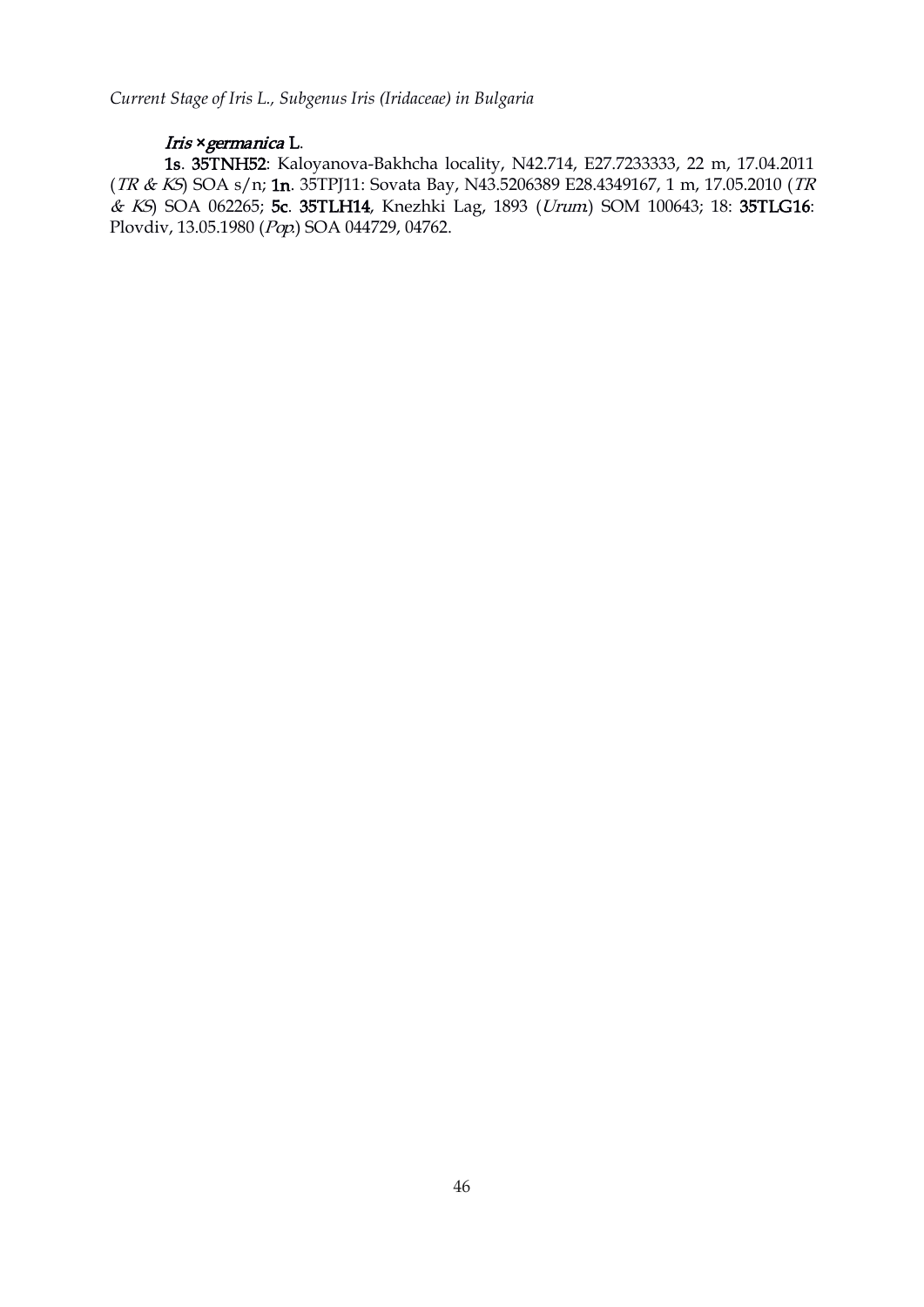***Iris* × *germanica* L.**

**1s**. **35TNH52**: Kaloyanova-Bakhcha locality, N42.714, E27.7233333, 22 m, 17.04.2011 (*TR & KS*) SOA s/n; **1n**. 35TPJ11: Sovata Bay, N43.5206389 E28.4349167, 1 m, 17.05.2010 (*TR & KS*) SOA 062265; **5c**. **35TLH14**, Knezhki Lag, 1893 (*Urum*) SOM 100643; 18: **35TLG16**: Plovdiv, 13.05.1980 (*Pop.*) SOA 044729, 04762.